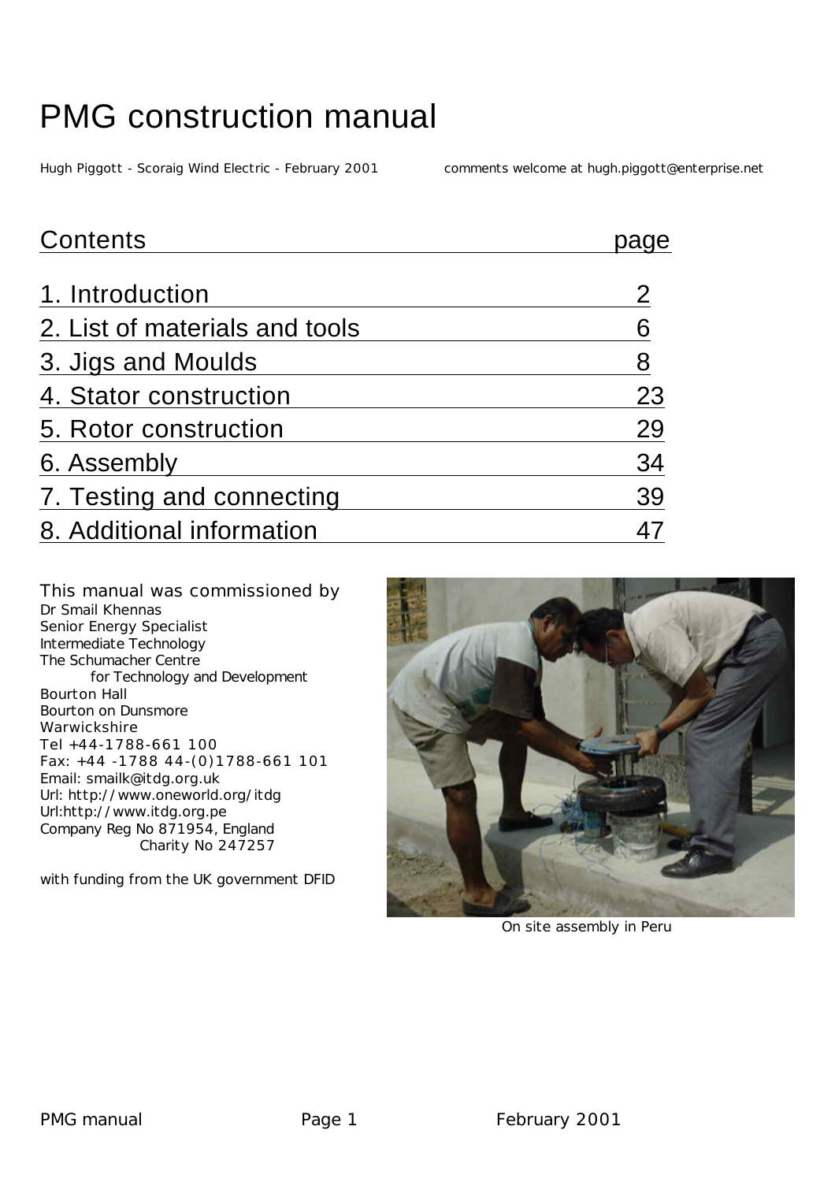# PMG construction manual

Hugh Piggott - Scoraig Wind Electric - February 2001 comments welcome at hugh.piggott@enterprise.net

| Contents | page |
| --- | --- |
| 1. Introduction | 2 |
| 2. List of materials and tools | 6 |
| 3. Jigs and Moulds | 8 |
| 4. Stator construction | 23 |
| 5. Rotor construction | 29 |
| 6. Assembly | 34 |
| 7. Testing and connecting | 39 |
| 8. Additional information | 47 |

This manual was commissioned by
Dr Smail Khennas
Senior Energy Specialist
Intermediate Technology
The Schumacher Centre
for Technology and Development
Bourton Hall
Bourton on Dunsmore
Warwickshire
Tel +44-1788-661 100
Fax: +44 -1788 44-(0)1788-661 101
Email: smailk@itdg.org.uk
Url: http://www.oneworld.org/itdg
Url:http://www.itdg.org.pe
Company Reg No 871954, England
Charity No 247257

with funding from the UK government DFID

On site assembly in Peru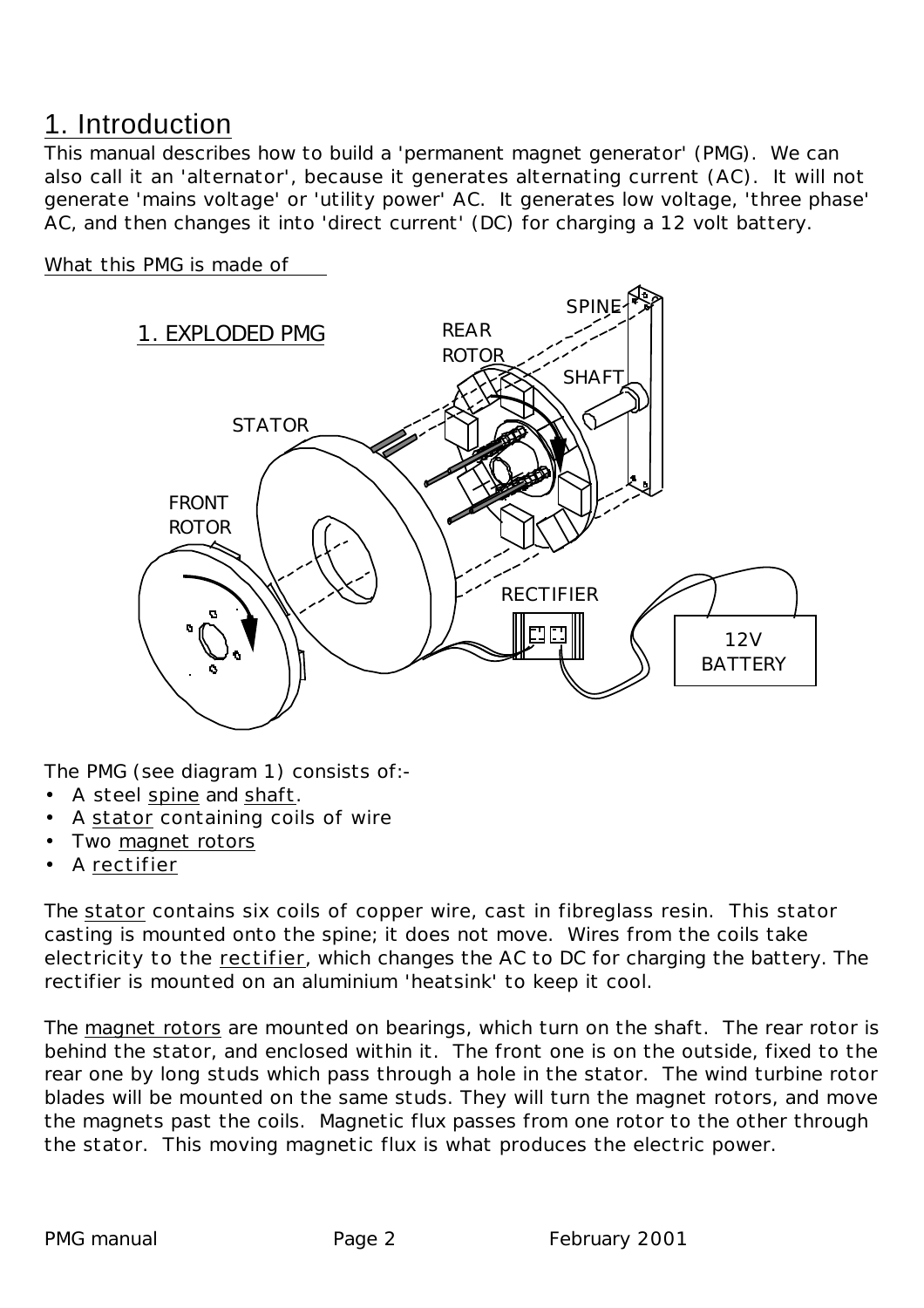# 1. Introduction

This manual describes how to build a 'permanent magnet generator' (PMG). We can also call it an 'alternator', because it generates alternating current (AC). It will not generate 'mains voltage' or 'utility power' AC. It generates low voltage, 'three phase' AC, and then changes it into 'direct current' (DC) for charging a 12 volt battery.

What this PMG is made of

1. EXPLODED PMG

SPINE
REAR ROTOR
SHAFT
STATOR
FRONT ROTOR
RECTIFIER
12V BATTERY

The PMG (see diagram 1) consists of:-

- A steel spine and shaft.
- A stator containing coils of wire
- Two magnet rotors
- A rectifier

The stator contains six coils of copper wire, cast in fibreglass resin. This stator casting is mounted onto the spine; it does not move. Wires from the coils take electricity to the rectifier, which changes the AC to DC for charging the battery. The rectifier is mounted on an aluminium 'heatsink' to keep it cool.

The magnet rotors are mounted on bearings, which turn on the shaft. The rear rotor is behind the stator, and enclosed within it. The front one is on the outside, fixed to the rear one by long studs which pass through a hole in the stator. The wind turbine rotor blades will be mounted on the same studs. They will turn the magnet rotors, and move the magnets past the coils. Magnetic flux passes from one rotor to the other through the stator. This moving magnetic flux is what produces the electric power.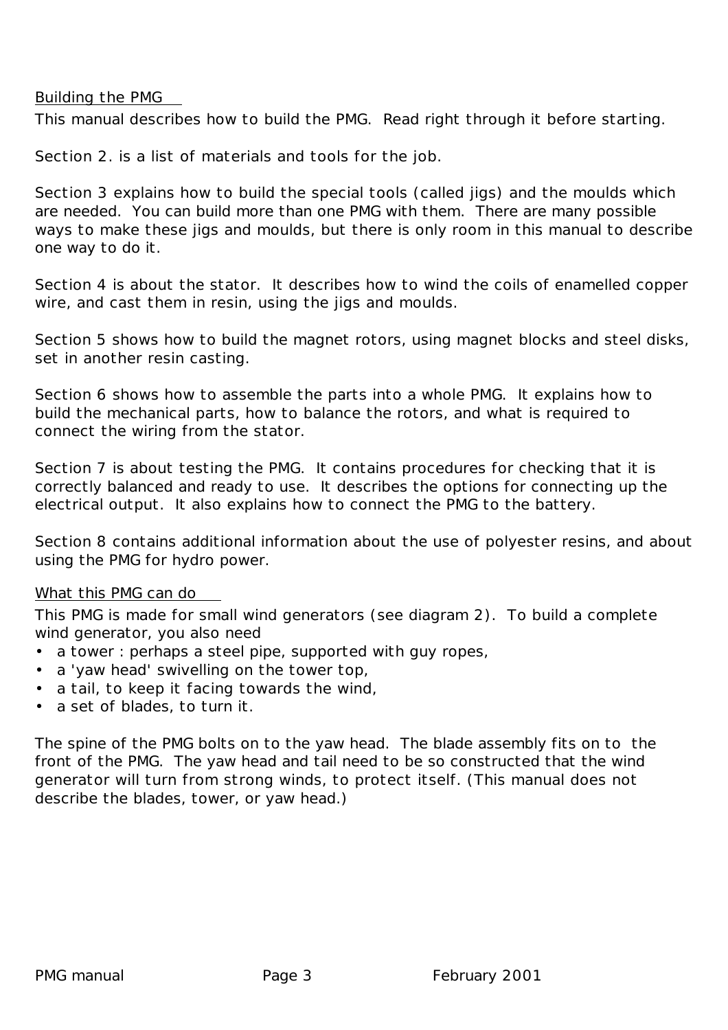## Building the PMG

This manual describes how to build the PMG. Read right through it before starting.

Section 2. is a list of materials and tools for the job.

Section 3 explains how to build the special tools (called jigs) and the moulds which are needed. You can build more than one PMG with them. There are many possible ways to make these jigs and moulds, but there is only room in this manual to describe one way to do it.

Section 4 is about the stator. It describes how to wind the coils of enamelled copper wire, and cast them in resin, using the jigs and moulds.

Section 5 shows how to build the magnet rotors, using magnet blocks and steel disks, set in another resin casting.

Section 6 shows how to assemble the parts into a whole PMG. It explains how to build the mechanical parts, how to balance the rotors, and what is required to connect the wiring from the stator.

Section 7 is about testing the PMG. It contains procedures for checking that it is correctly balanced and ready to use. It describes the options for connecting up the electrical output. It also explains how to connect the PMG to the battery.

Section 8 contains additional information about the use of polyester resins, and about using the PMG for hydro power.

## What this PMG can do

This PMG is made for small wind generators (see diagram 2). To build a complete wind generator, you also need

- a tower : perhaps a steel pipe, supported with guy ropes,
- a 'yaw head' swivelling on the tower top,
- a tail, to keep it facing towards the wind,
- a set of blades, to turn it.

The spine of the PMG bolts on to the yaw head. The blade assembly fits on to the front of the PMG. The yaw head and tail need to be so constructed that the wind generator will turn from strong winds, to protect itself. (This manual does not describe the blades, tower, or yaw head.)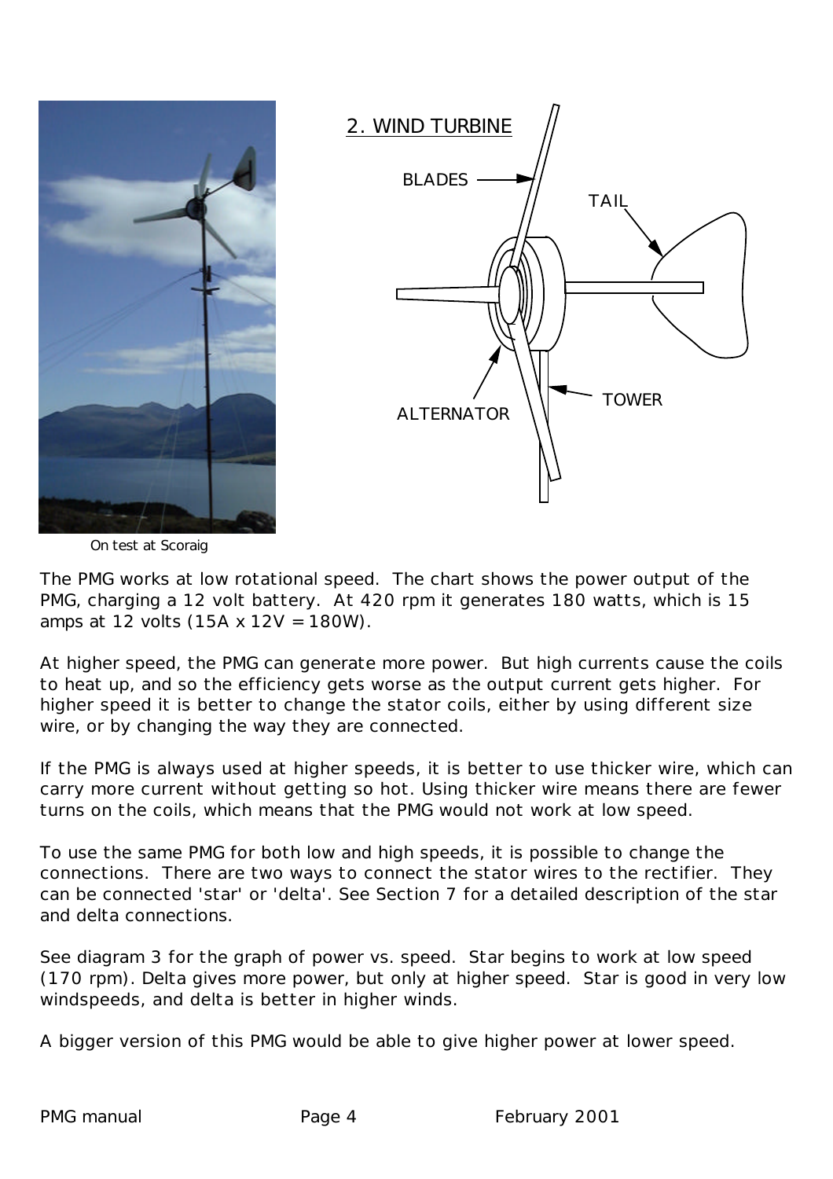On test at Scoraig

## 2. WIND TURBINE

BLADES

TAIL

ALTERNATOR

TOWER

The PMG works at low rotational speed. The chart shows the power output of the PMG, charging a 12 volt battery. At 420 rpm it generates 180 watts, which is 15 amps at 12 volts (15A x 12V = 180W).

At higher speed, the PMG can generate more power. But high currents cause the coils to heat up, and so the efficiency gets worse as the output current gets higher. For higher speed it is better to change the stator coils, either by using different size wire, or by changing the way they are connected.

If the PMG is always used at higher speeds, it is better to use thicker wire, which can carry more current without getting so hot. Using thicker wire means there are fewer turns on the coils, which means that the PMG would not work at low speed.

To use the same PMG for both low and high speeds, it is possible to change the connections. There are two ways to connect the stator wires to the rectifier. They can be connected 'star' or 'delta'. See Section 7 for a detailed description of the star and delta connections.

See diagram 3 for the graph of power vs. speed. Star begins to work at low speed (170 rpm). Delta gives more power, but only at higher speed. Star is good in very low windspeeds, and delta is better in higher winds.

A bigger version of this PMG would be able to give higher power at lower speed.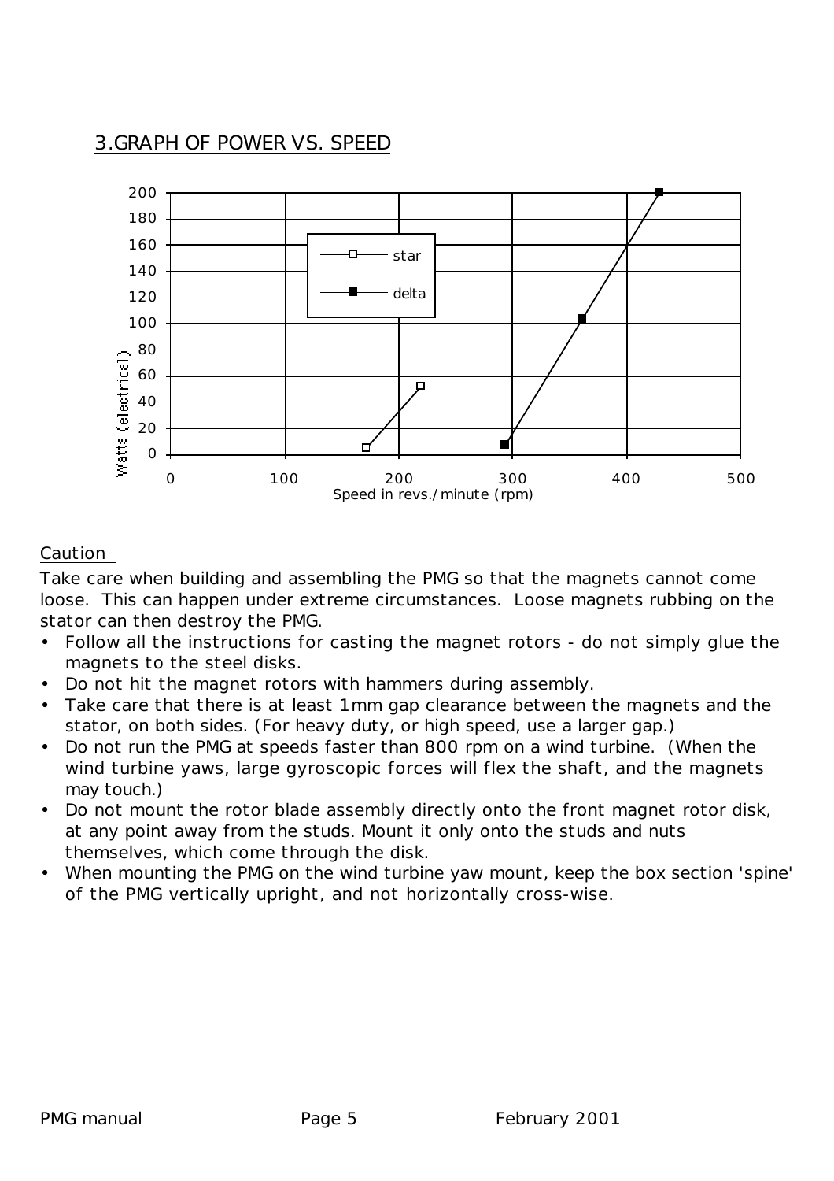## 3.GRAPH OF POWER VS. SPEED

Caution

Take care when building and assembling the PMG so that the magnets cannot come loose. This can happen under extreme circumstances. Loose magnets rubbing on the stator can then destroy the PMG.

- Follow all the instructions for casting the magnet rotors - do not simply glue the magnets to the steel disks.
- Do not hit the magnet rotors with hammers during assembly.
- Take care that there is at least 1mm gap clearance between the magnets and the stator, on both sides. (For heavy duty, or high speed, use a larger gap.)
- Do not run the PMG at speeds faster than 800 rpm on a wind turbine. (When the wind turbine yaws, large gyroscopic forces will flex the shaft, and the magnets may touch.)
- Do not mount the rotor blade assembly directly onto the front magnet rotor disk, at any point away from the studs. Mount it only onto the studs and nuts themselves, which come through the disk.
- When mounting the PMG on the wind turbine yaw mount, keep the box section 'spine' of the PMG vertically upright, and not horizontally cross-wise.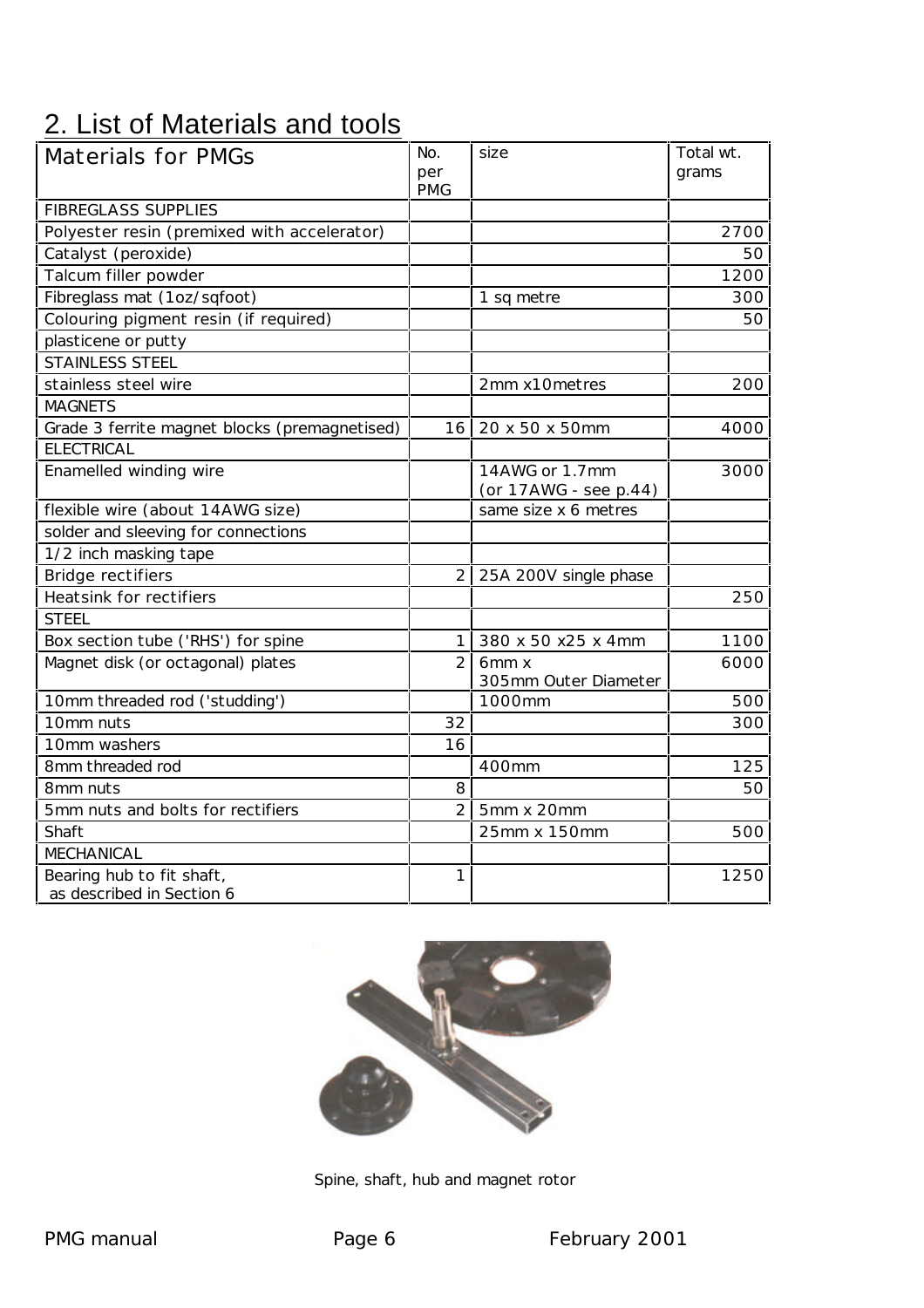## 2. List of Materials and tools

| Materials for PMGs | No. per PMG | size | Total wt. grams |
|---|---|---|---|
| FIBREGLASS SUPPLIES | | | |
| Polyester resin (premixed with accelerator) | | | 2700 |
| Catalyst (peroxide) | | | 50 |
| Talcum filler powder | | | 1200 |
| Fibreglass mat (1oz/sqfoot) | | 1 sq metre | 300 |
| Colouring pigment resin (if required) | | | 50 |
| plasticene or putty | | | |
| STAINLESS STEEL | | | |
| stainless steel wire | | 2mm x10metres | 200 |
| MAGNETS | | | |
| Grade 3 ferrite magnet blocks (premagnetised) | 16 | 20 x 50 x 50mm | 4000 |
| ELECTRICAL | | | |
| Enamelled winding wire | | 14AWG or 1.7mm (or 17AWG - see p.44) | 3000 |
| flexible wire (about 14AWG size) | | same size x 6 metres | |
| solder and sleeving for connections | | | |
| 1/2 inch masking tape | | | |
| Bridge rectifiers | 2 | 25A 200V single phase | |
| Heatsink for rectifiers | | | 250 |
| STEEL | | | |
| Box section tube ('RHS') for spine | 1 | 380 x 50 x25 x 4mm | 1100 |
| Magnet disk (or octagonal) plates | 2 | 6mm x 305mm Outer Diameter | 6000 |
| 10mm threaded rod ('studding') | | 1000mm | 500 |
| 10mm nuts | 32 | | 300 |
| 10mm washers | 16 | | |
| 8mm threaded rod | | 400mm | 125 |
| 8mm nuts | 8 | | 50 |
| 5mm nuts and bolts for rectifiers | 2 | 5mm x 20mm | |
| Shaft | | 25mm x 150mm | 500 |
| MECHANICAL | | | |
| Bearing hub to fit shaft, as described in Section 6 | 1 | | 1250 |

Spine, shaft, hub and magnet rotor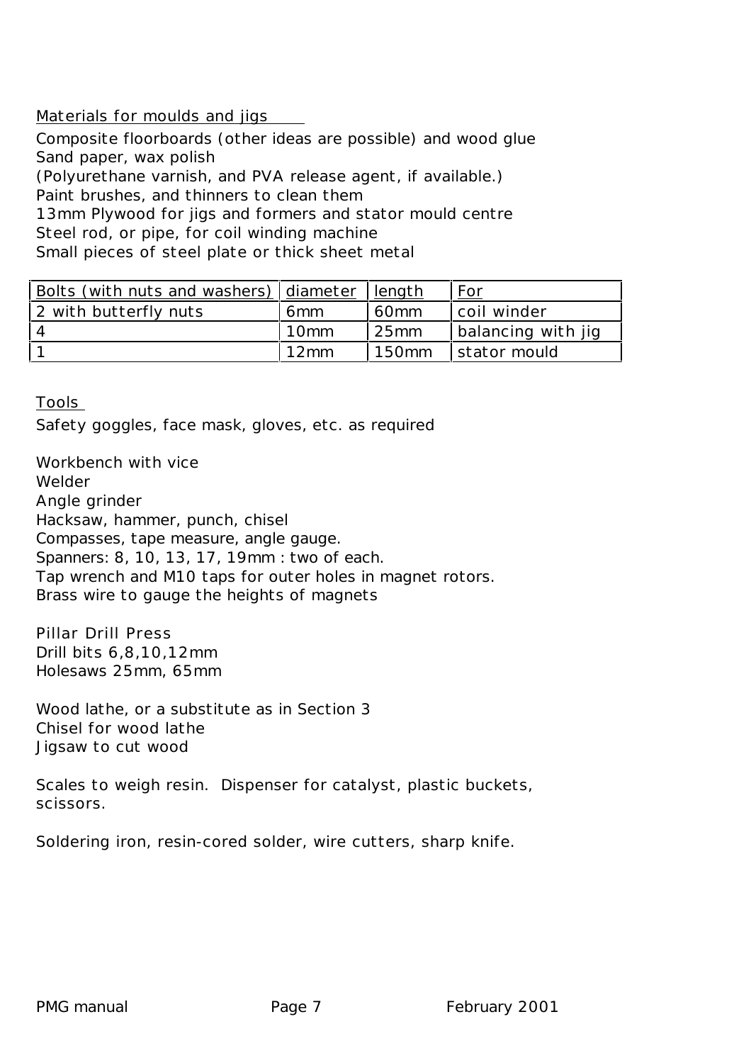Materials for moulds and jigs

Composite floorboards (other ideas are possible) and wood glue
Sand paper, wax polish
(Polyurethane varnish, and PVA release agent, if available.)
Paint brushes, and thinners to clean them
13mm Plywood for jigs and formers and stator mould centre
Steel rod, or pipe, for coil winding machine
Small pieces of steel plate or thick sheet metal

| Bolts (with nuts and washers) | diameter | length | For |
|---|---|---|---|
| 2 with butterfly nuts | 6mm | 60mm | coil winder |
| 4 | 10mm | 25mm | balancing with jig |
| 1 | 12mm | 150mm | stator mould |

Tools

Safety goggles, face mask, gloves, etc. as required

Workbench with vice
Welder
Angle grinder
Hacksaw, hammer, punch, chisel
Compasses, tape measure, angle gauge.
Spanners: 8, 10, 13, 17, 19mm : two of each.
Tap wrench and M10 taps for outer holes in magnet rotors.
Brass wire to gauge the heights of magnets

Pillar Drill Press
Drill bits 6,8,10,12mm
Holesaws 25mm, 65mm

Wood lathe, or a substitute as in Section 3
Chisel for wood lathe
Jigsaw to cut wood

Scales to weigh resin. Dispenser for catalyst, plastic buckets, scissors.

Soldering iron, resin-cored solder, wire cutters, sharp knife.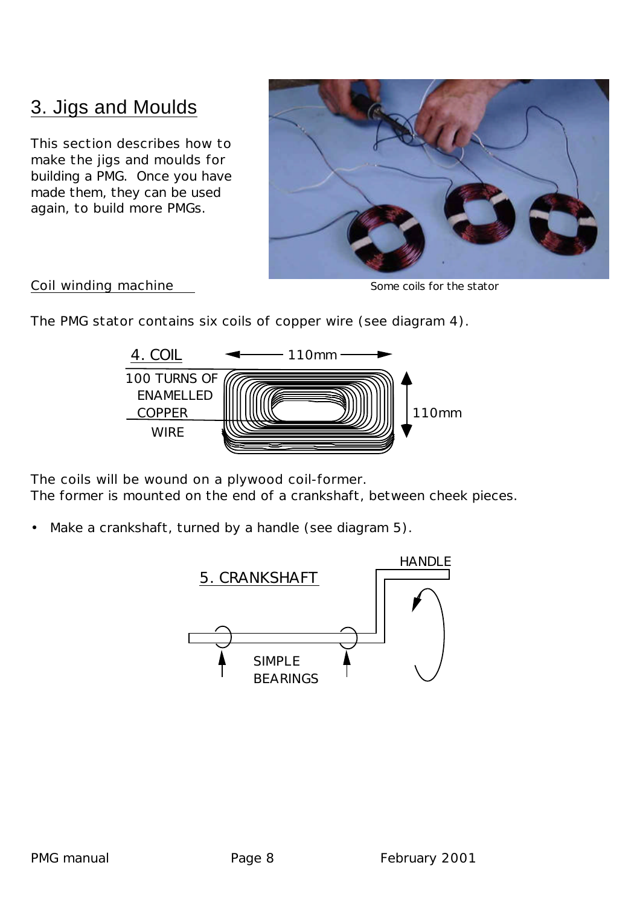## 3. Jigs and Moulds

This section describes how to make the jigs and moulds for building a PMG. Once you have made them, they can be used again, to build more PMGs.

Some coils for the stator

### Coil winding machine

The PMG stator contains six coils of copper wire (see diagram 4).

4. COIL

100 TURNS OF ENAMELLED COPPER WIRE

110mm

110mm

The coils will be wound on a plywood coil-former.
The former is mounted on the end of a crankshaft, between cheek pieces.

- Make a crankshaft, turned by a handle (see diagram 5).

5. CRANKSHAFT

HANDLE

SIMPLE BEARINGS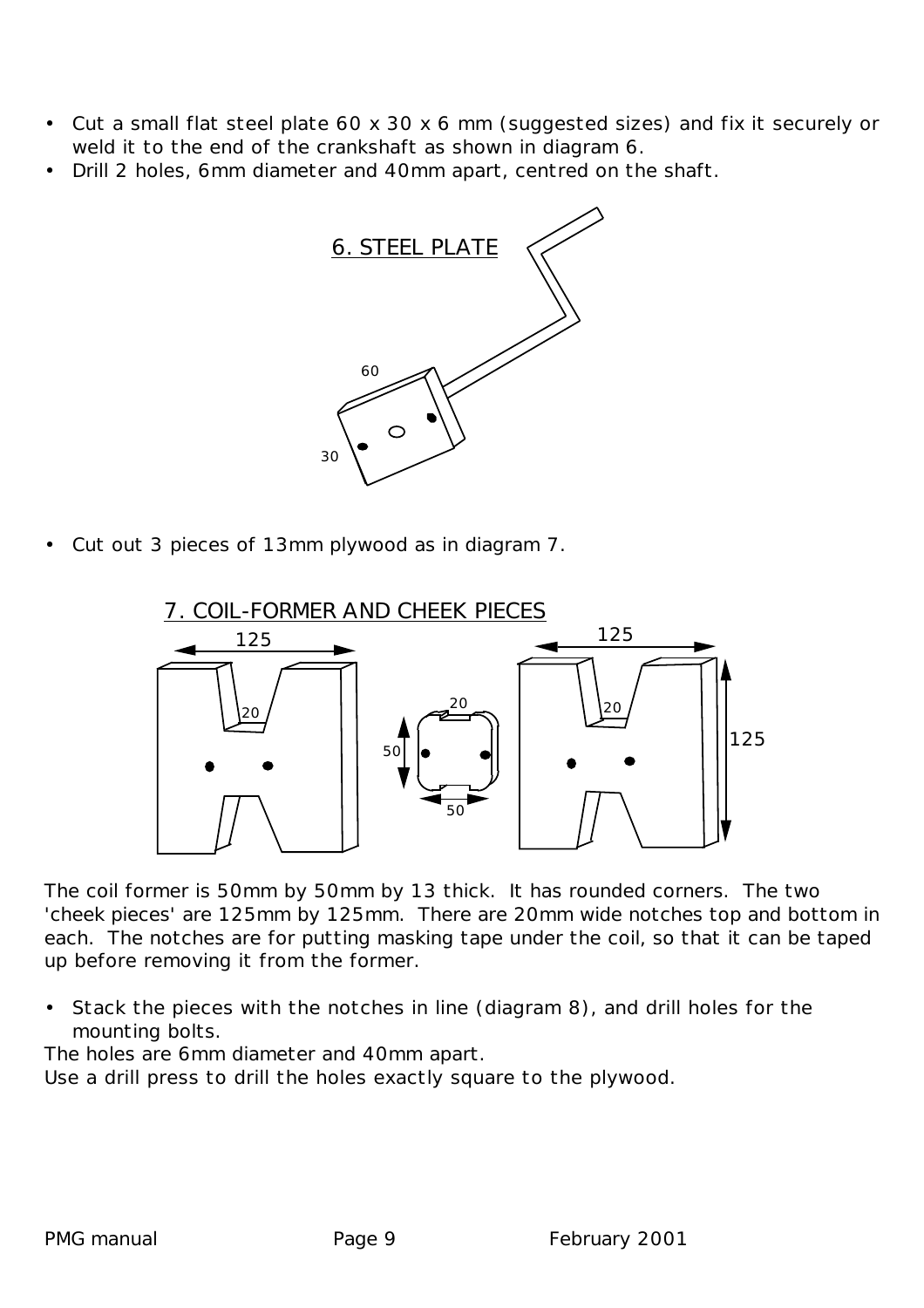- Cut a small flat steel plate 60 x 30 x 6 mm (suggested sizes) and fix it securely or weld it to the end of the crankshaft as shown in diagram 6.
- Drill 2 holes, 6mm diameter and 40mm apart, centred on the shaft.

6. STEEL PLATE

- Cut out 3 pieces of 13mm plywood as in diagram 7.

7. COIL-FORMER AND CHEEK PIECES

The coil former is 50mm by 50mm by 13 thick. It has rounded corners. The two 'cheek pieces' are 125mm by 125mm. There are 20mm wide notches top and bottom in each. The notches are for putting masking tape under the coil, so that it can be taped up before removing it from the former.

- Stack the pieces with the notches in line (diagram 8), and drill holes for the mounting bolts.

The holes are 6mm diameter and 40mm apart.
Use a drill press to drill the holes exactly square to the plywood.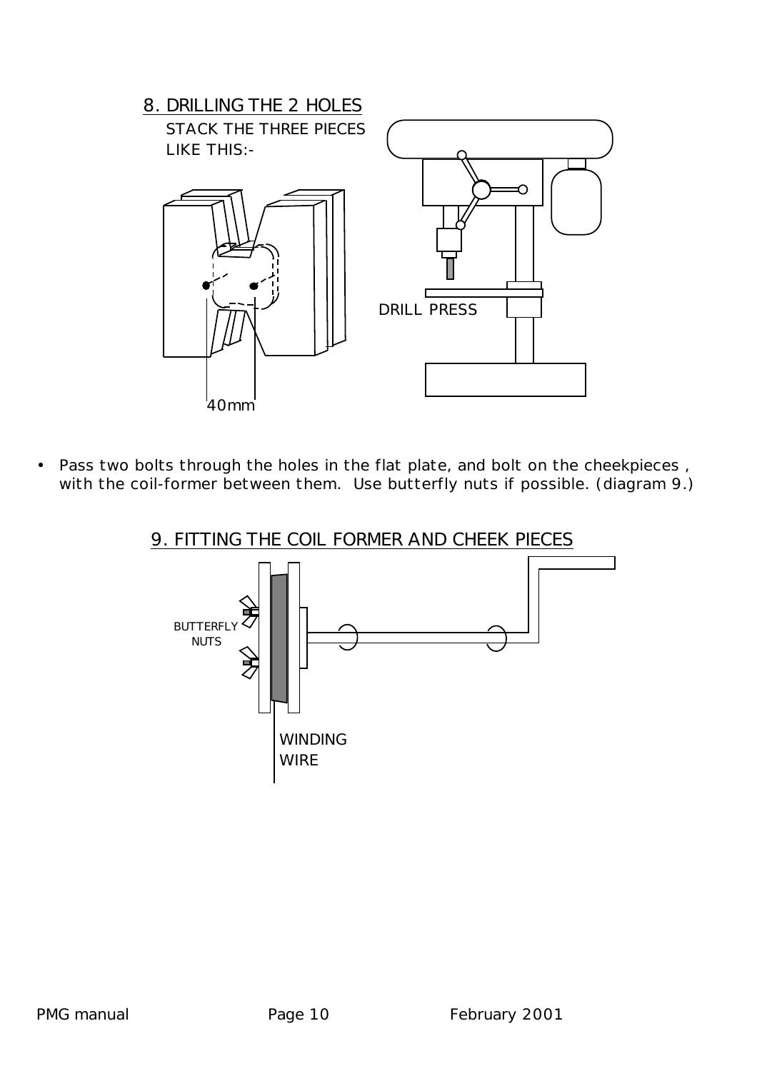## 8. DRILLING THE 2 HOLES

STACK THE THREE PIECES LIKE THIS:-

40mm

DRILL PRESS

- Pass two bolts through the holes in the flat plate, and bolt on the cheekpieces , with the coil-former between them. Use butterfly nuts if possible. (diagram 9.)

## 9. FITTING THE COIL FORMER AND CHEEK PIECES

BUTTERFLY NUTS

WINDING WIRE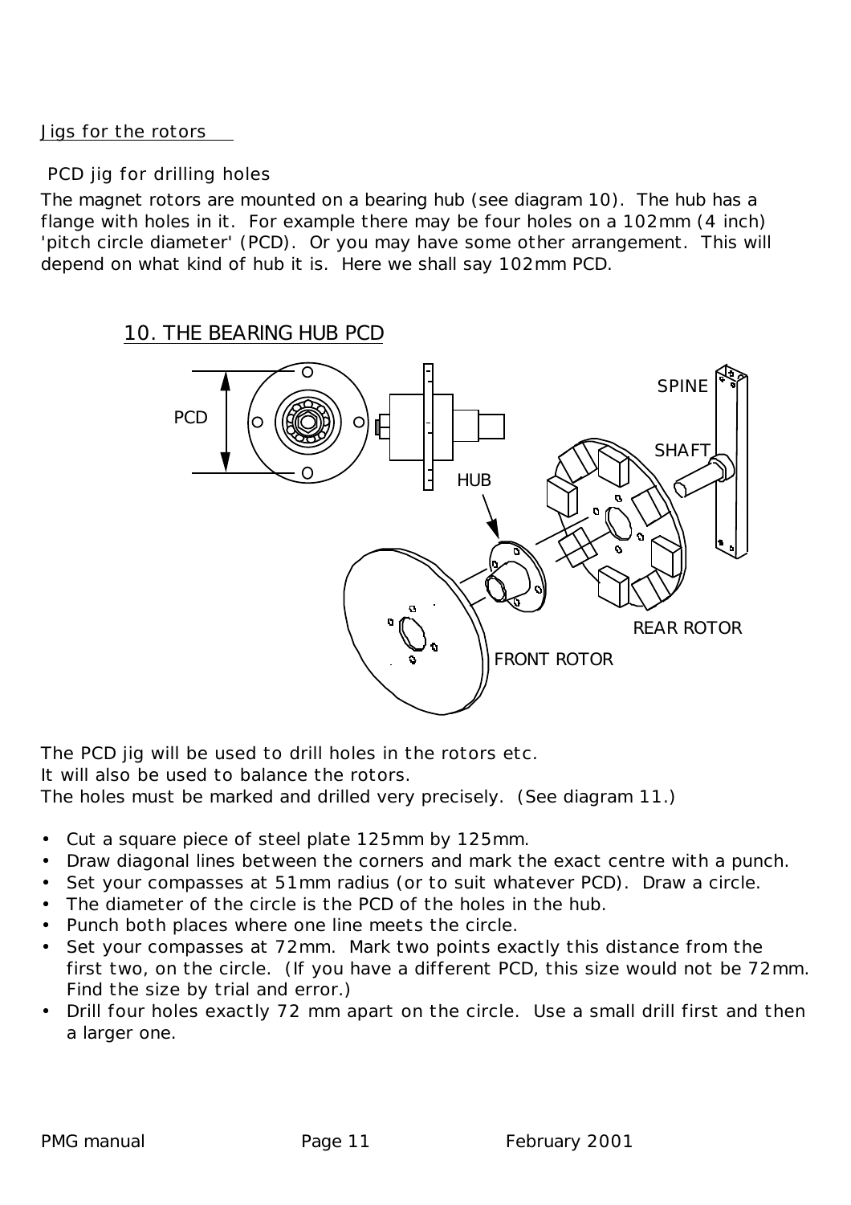Jigs for the rotors

PCD jig for drilling holes

The magnet rotors are mounted on a bearing hub (see diagram 10). The hub has a flange with holes in it. For example there may be four holes on a 102mm (4 inch) 'pitch circle diameter' (PCD). Or you may have some other arrangement. This will depend on what kind of hub it is. Here we shall say 102mm PCD.

10. THE BEARING HUB PCD

The PCD jig will be used to drill holes in the rotors etc.
It will also be used to balance the rotors.
The holes must be marked and drilled very precisely. (See diagram 11.)

- Cut a square piece of steel plate 125mm by 125mm.
- Draw diagonal lines between the corners and mark the exact centre with a punch.
- Set your compasses at 51mm radius (or to suit whatever PCD). Draw a circle.
- The diameter of the circle is the PCD of the holes in the hub.
- Punch both places where one line meets the circle.
- Set your compasses at 72mm. Mark two points exactly this distance from the first two, on the circle. (If you have a different PCD, this size would not be 72mm. Find the size by trial and error.)
- Drill four holes exactly 72 mm apart on the circle. Use a small drill first and then a larger one.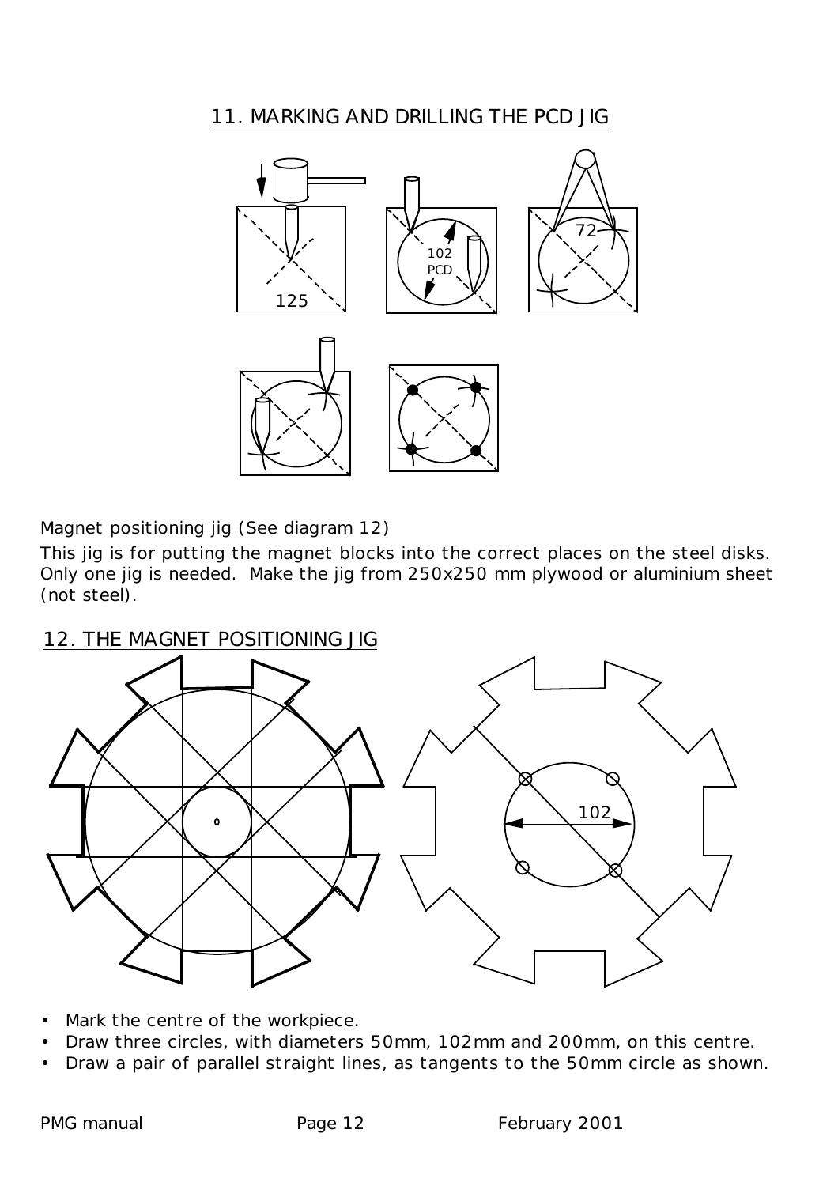## 11. MARKING AND DRILLING THE PCD JIG

Magnet positioning jig (See diagram 12)

This jig is for putting the magnet blocks into the correct places on the steel disks. Only one jig is needed. Make the jig from 250x250 mm plywood or aluminium sheet (not steel).

## 12. THE MAGNET POSITIONING JIG

- Mark the centre of the workpiece.
- Draw three circles, with diameters 50mm, 102mm and 200mm, on this centre.
- Draw a pair of parallel straight lines, as tangents to the 50mm circle as shown.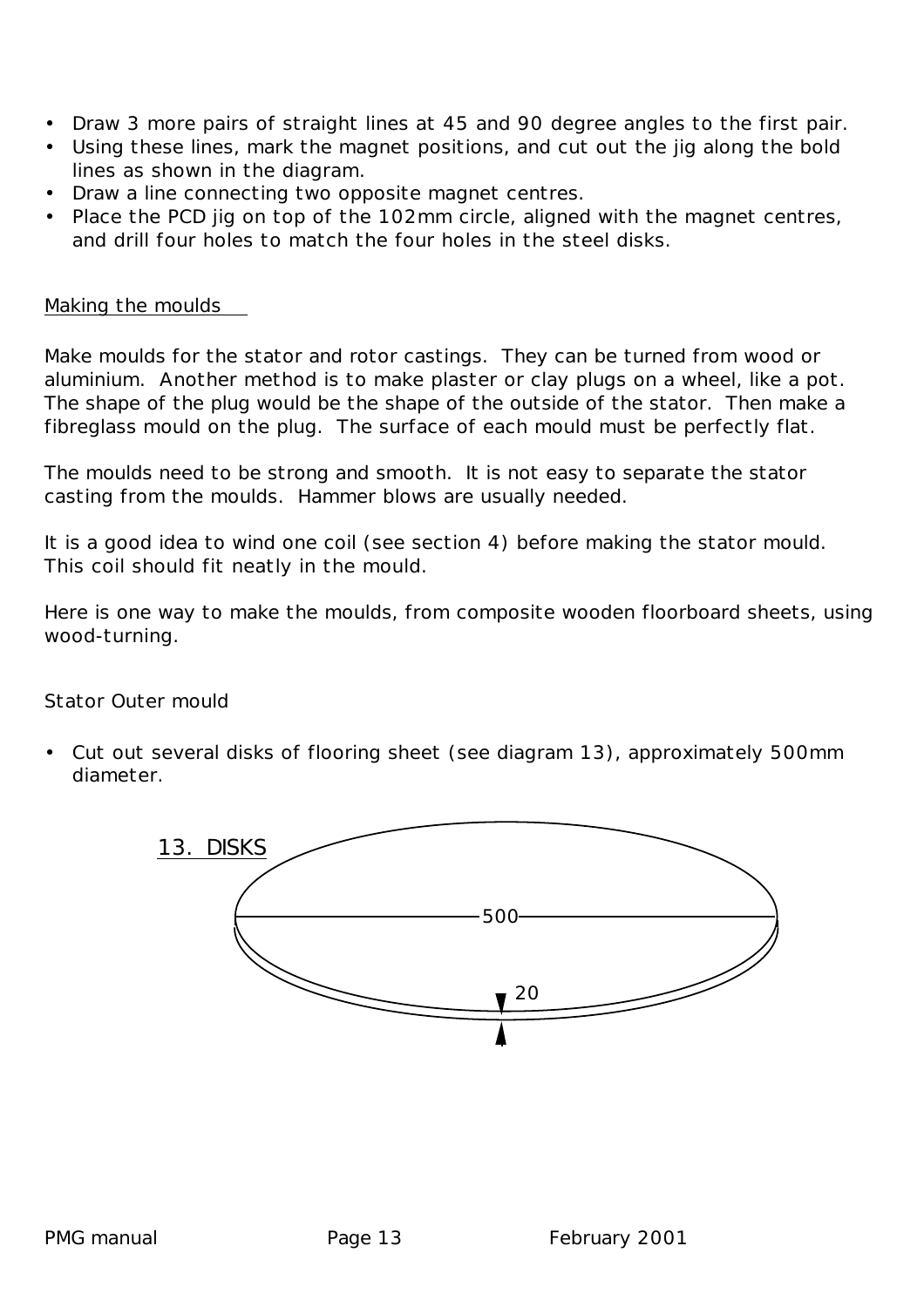- Draw 3 more pairs of straight lines at 45 and 90 degree angles to the first pair.
- Using these lines, mark the magnet positions, and cut out the jig along the bold lines as shown in the diagram.
- Draw a line connecting two opposite magnet centres.
- Place the PCD jig on top of the 102mm circle, aligned with the magnet centres, and drill four holes to match the four holes in the steel disks.

## Making the moulds

Make moulds for the stator and rotor castings. They can be turned from wood or aluminium. Another method is to make plaster or clay plugs on a wheel, like a pot. The shape of the plug would be the shape of the outside of the stator. Then make a fibreglass mould on the plug. The surface of each mould must be perfectly flat.

The moulds need to be strong and smooth. It is not easy to separate the stator casting from the moulds. Hammer blows are usually needed.

It is a good idea to wind one coil (see section 4) before making the stator mould. This coil should fit neatly in the mould.

Here is one way to make the moulds, from composite wooden floorboard sheets, using wood-turning.

### Stator Outer mould

- Cut out several disks of flooring sheet (see diagram 13), approximately 500mm diameter.

13. DISKS

500

20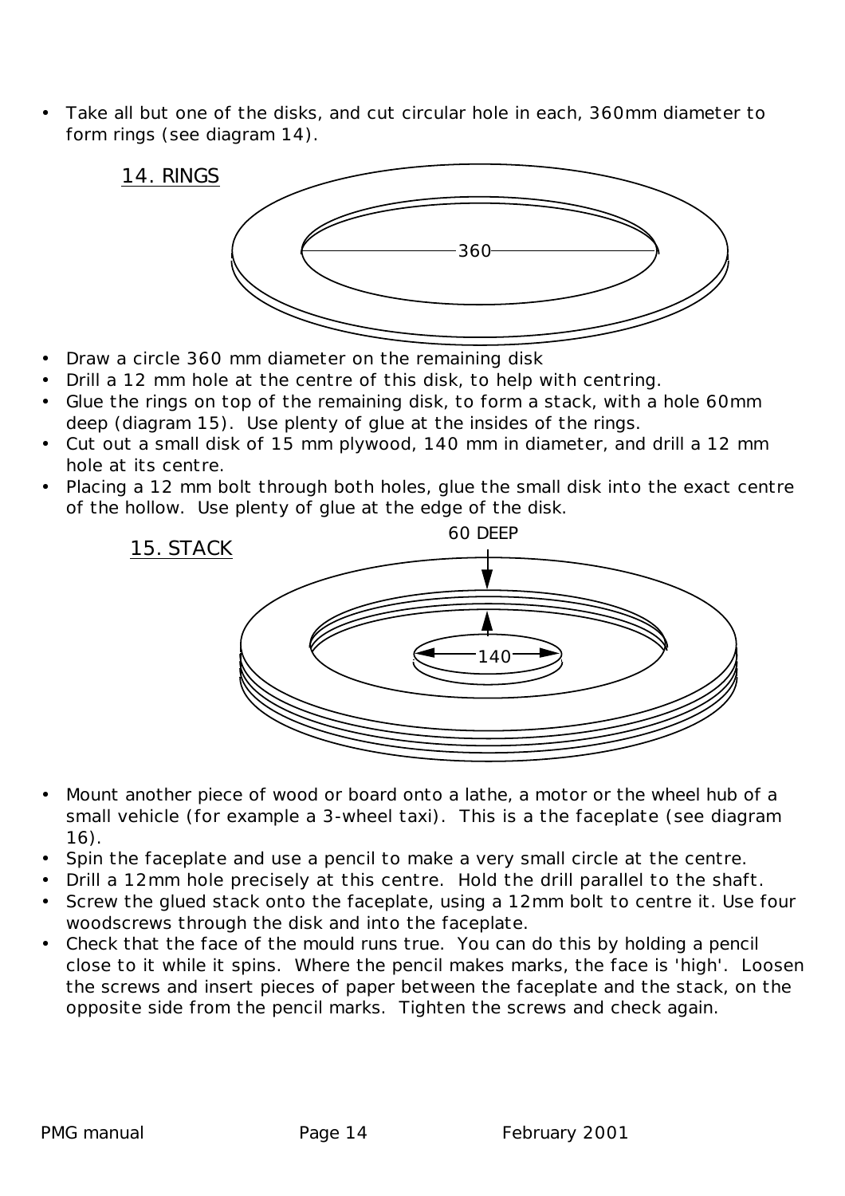- Take all but one of the disks, and cut circular hole in each, 360mm diameter to form rings (see diagram 14).

14. RINGS

360

- Draw a circle 360 mm diameter on the remaining disk
- Drill a 12 mm hole at the centre of this disk, to help with centring.
- Glue the rings on top of the remaining disk, to form a stack, with a hole 60mm deep (diagram 15). Use plenty of glue at the insides of the rings.
- Cut out a small disk of 15 mm plywood, 140 mm in diameter, and drill a 12 mm hole at its centre.
- Placing a 12 mm bolt through both holes, glue the small disk into the exact centre of the hollow. Use plenty of glue at the edge of the disk.

15. STACK

60 DEEP

140

- Mount another piece of wood or board onto a lathe, a motor or the wheel hub of a small vehicle (for example a 3-wheel taxi). This is a the faceplate (see diagram 16).
- Spin the faceplate and use a pencil to make a very small circle at the centre.
- Drill a 12mm hole precisely at this centre. Hold the drill parallel to the shaft.
- Screw the glued stack onto the faceplate, using a 12mm bolt to centre it. Use four woodscrews through the disk and into the faceplate.
- Check that the face of the mould runs true. You can do this by holding a pencil close to it while it spins. Where the pencil makes marks, the face is 'high'. Loosen the screws and insert pieces of paper between the faceplate and the stack, on the opposite side from the pencil marks. Tighten the screws and check again.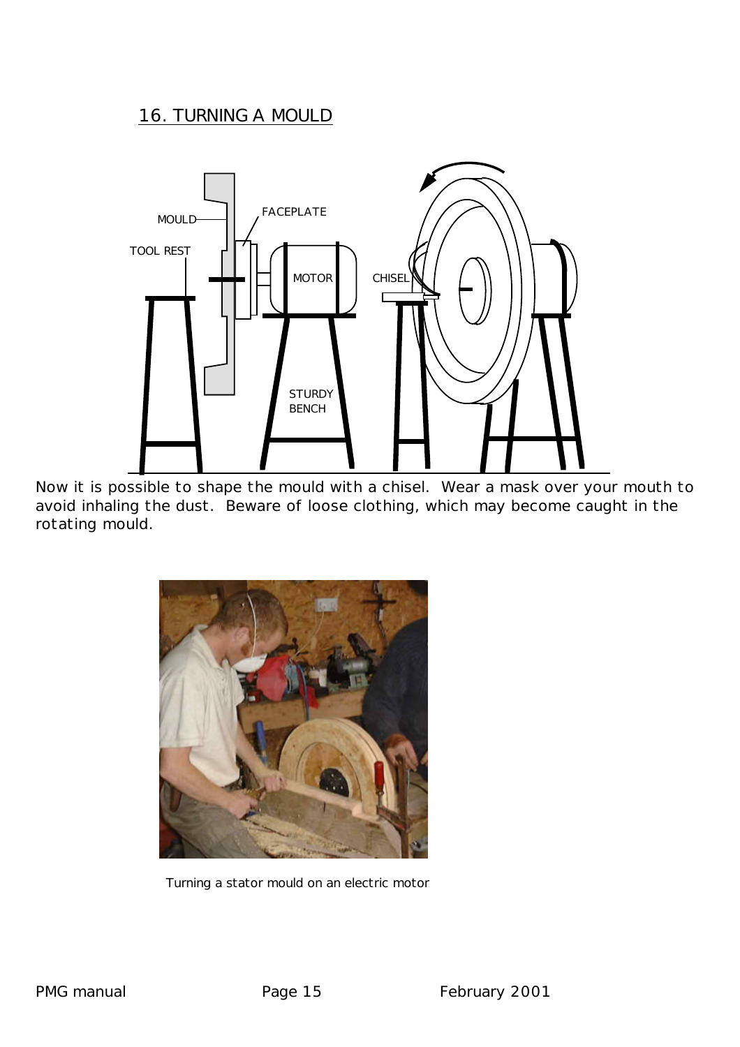## 16. TURNING A MOULD

Now it is possible to shape the mould with a chisel. Wear a mask over your mouth to avoid inhaling the dust. Beware of loose clothing, which may become caught in the rotating mould.

Turning a stator mould on an electric motor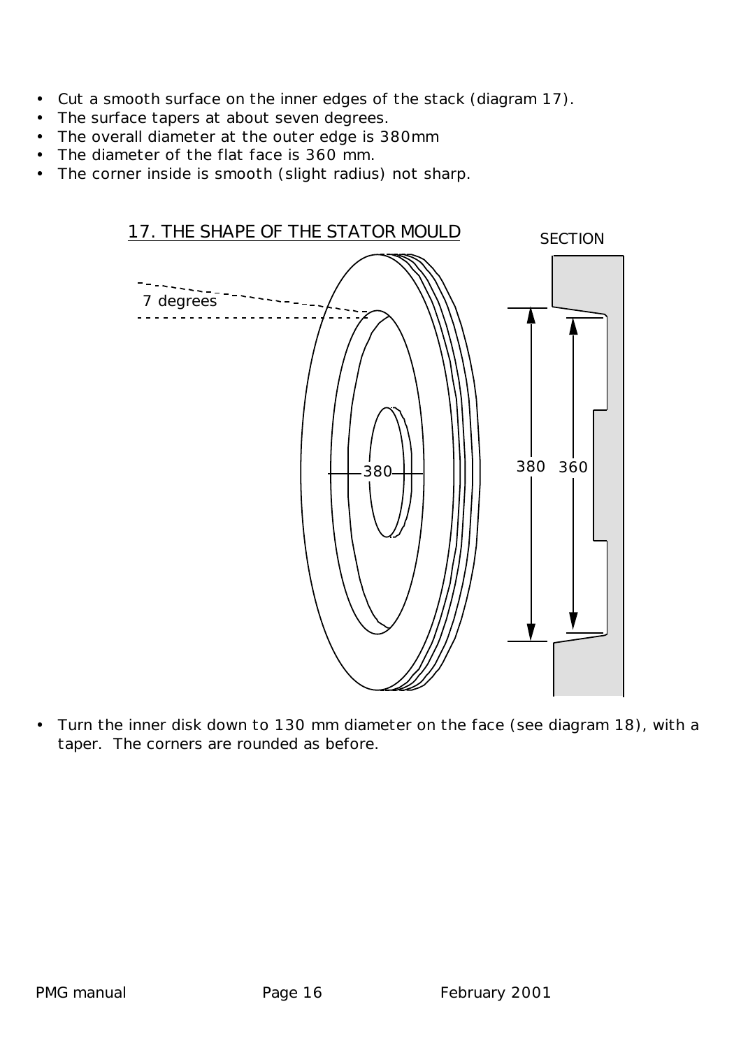- Cut a smooth surface on the inner edges of the stack (diagram 17).
- The surface tapers at about seven degrees.
- The overall diameter at the outer edge is 380mm
- The diameter of the flat face is 360 mm.
- The corner inside is smooth (slight radius) not sharp.

17. THE SHAPE OF THE STATOR MOULD

SECTION

7 degrees

380

380 360

- Turn the inner disk down to 130 mm diameter on the face (see diagram 18), with a taper. The corners are rounded as before.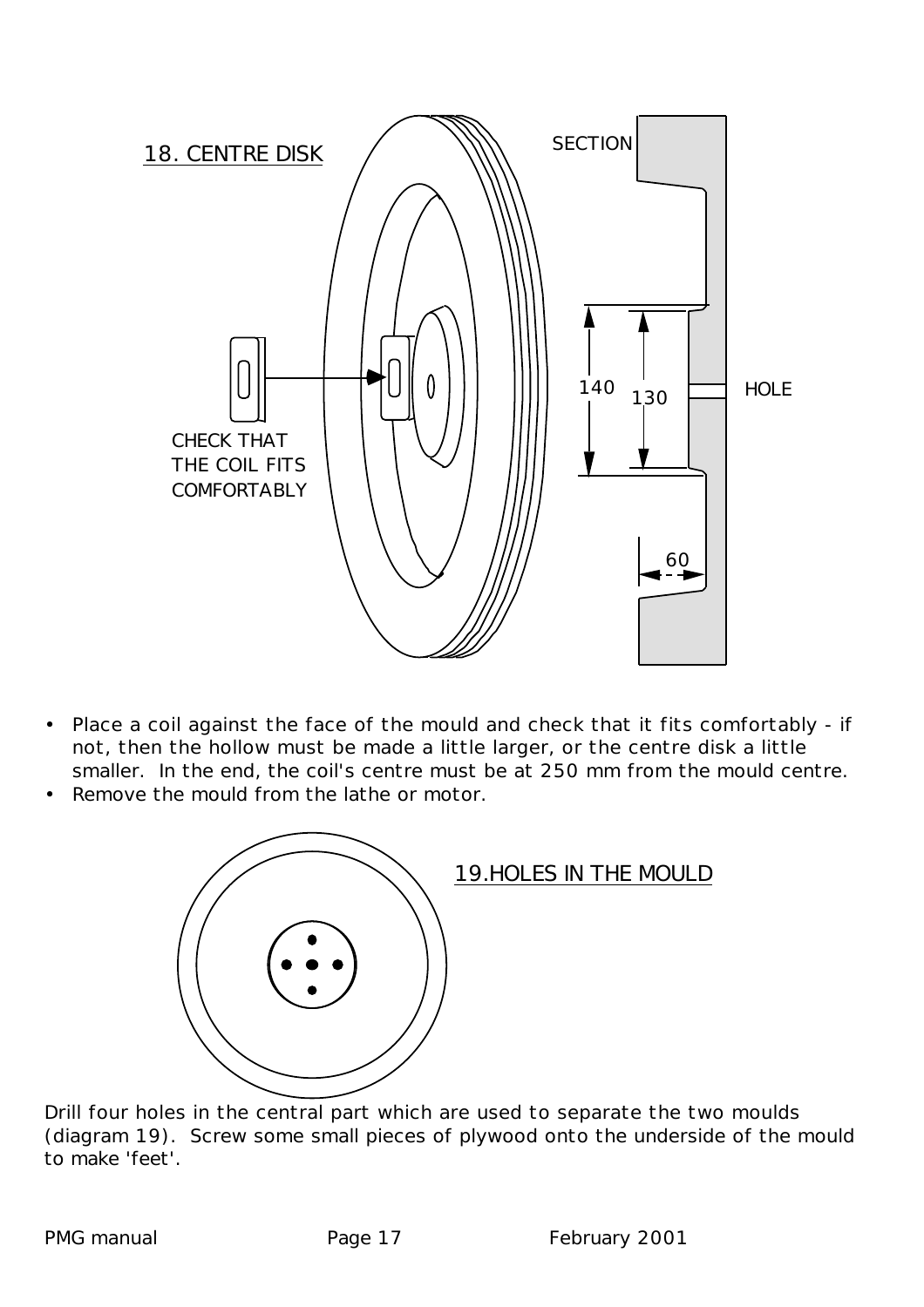## 18. CENTRE DISK

SECTION

CHECK THAT THE COIL FITS COMFORTABLY

140 130 HOLE

60

- Place a coil against the face of the mould and check that it fits comfortably - if not, then the hollow must be made a little larger, or the centre disk a little smaller. In the end, the coil's centre must be at 250 mm from the mould centre.
- Remove the mould from the lathe or motor.

## 19.HOLES IN THE MOULD

Drill four holes in the central part which are used to separate the two moulds (diagram 19). Screw some small pieces of plywood onto the underside of the mould to make 'feet'.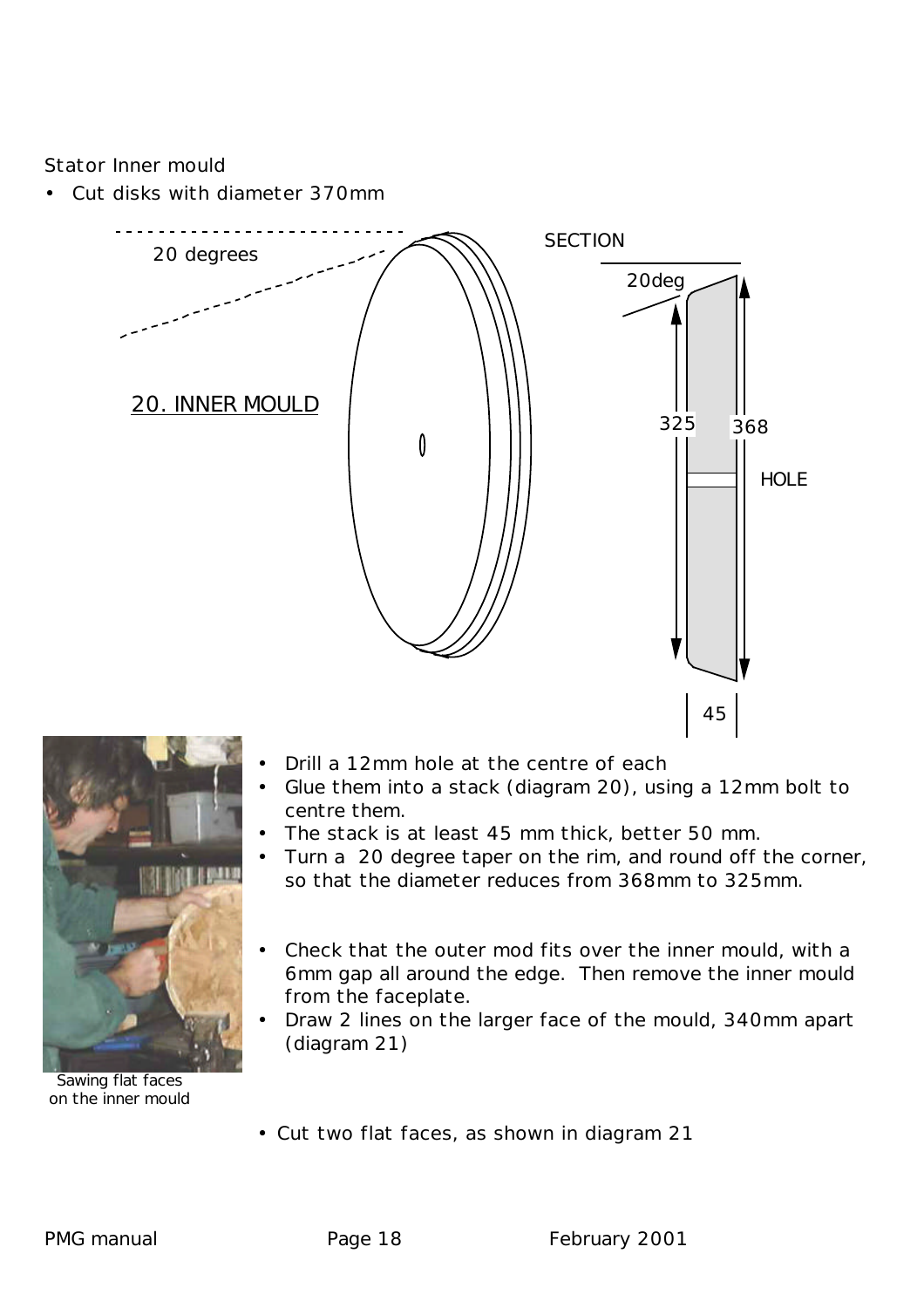Stator Inner mould

- Cut disks with diameter 370mm

20 degrees

20. INNER MOULD

SECTION

20deg

325

368

HOLE

45

- Drill a 12mm hole at the centre of each
- Glue them into a stack (diagram 20), using a 12mm bolt to centre them.
- The stack is at least 45 mm thick, better 50 mm.
- Turn a 20 degree taper on the rim, and round off the corner, so that the diameter reduces from 368mm to 325mm.

- Check that the outer mod fits over the inner mould, with a 6mm gap all around the edge. Then remove the inner mould from the faceplate.
- Draw 2 lines on the larger face of the mould, 340mm apart (diagram 21)

Sawing flat faces on the inner mould

- Cut two flat faces, as shown in diagram 21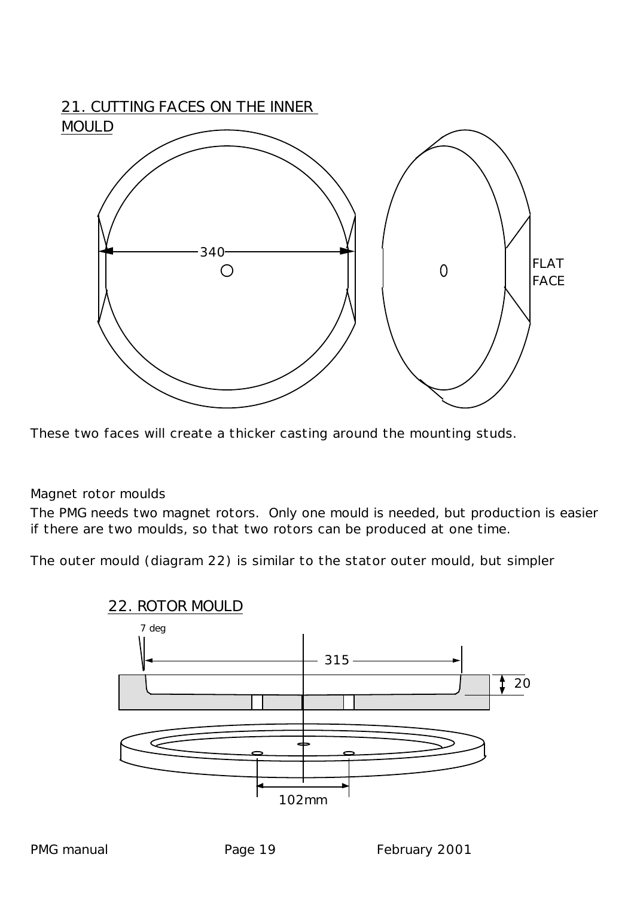## 21. CUTTING FACES ON THE INNER MOULD

340

FLAT FACE

These two faces will create a thicker casting around the mounting studs.

Magnet rotor moulds

The PMG needs two magnet rotors. Only one mould is needed, but production is easier if there are two moulds, so that two rotors can be produced at one time.

The outer mould (diagram 22) is similar to the stator outer mould, but simpler

## 22. ROTOR MOULD

7 deg

315

20

102mm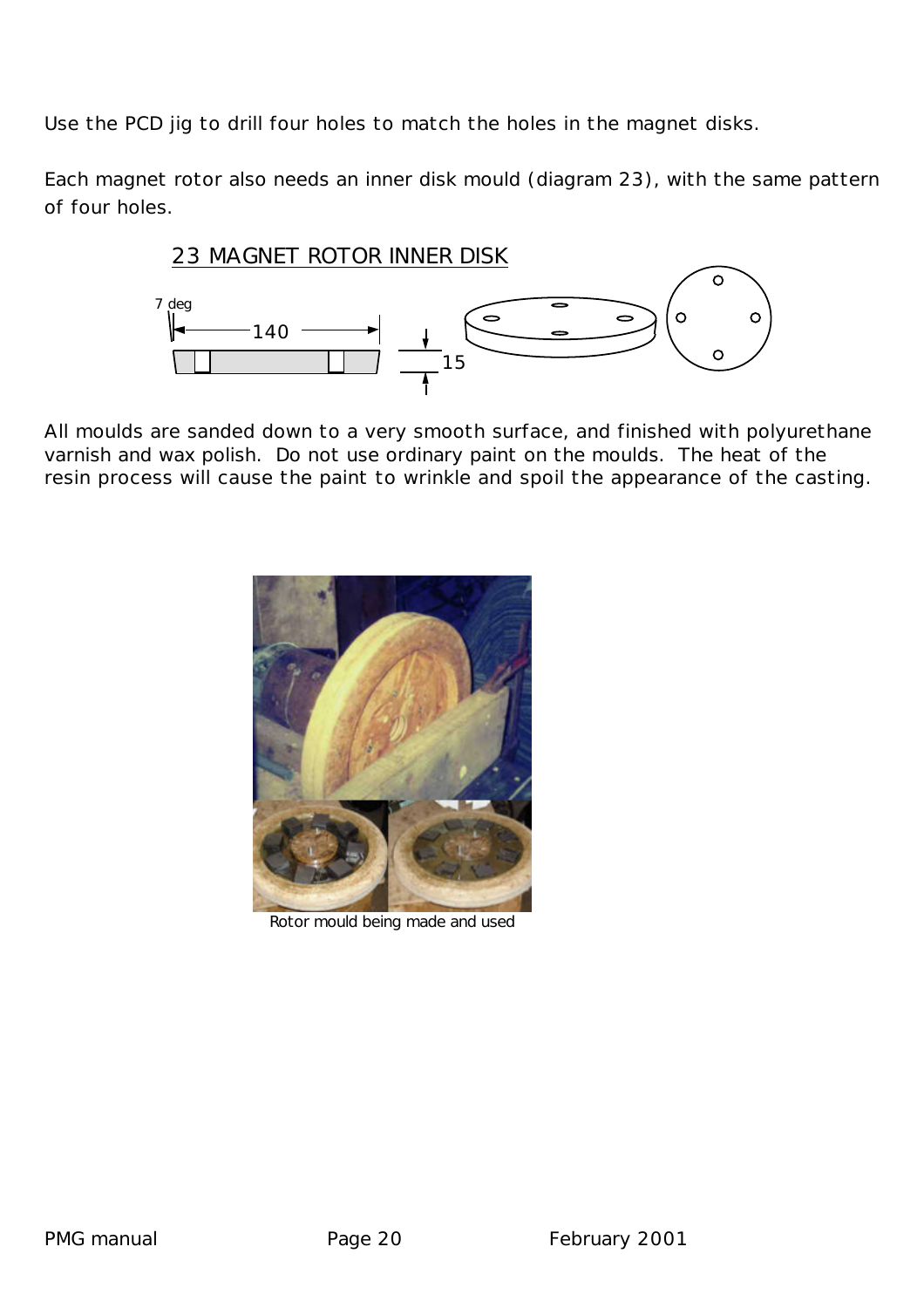Use the PCD jig to drill four holes to match the holes in the magnet disks.

Each magnet rotor also needs an inner disk mould (diagram 23), with the same pattern of four holes.

23 MAGNET ROTOR INNER DISK

7 deg

140

15

All moulds are sanded down to a very smooth surface, and finished with polyurethane varnish and wax polish. Do not use ordinary paint on the moulds. The heat of the resin process will cause the paint to wrinkle and spoil the appearance of the casting.

Rotor mould being made and used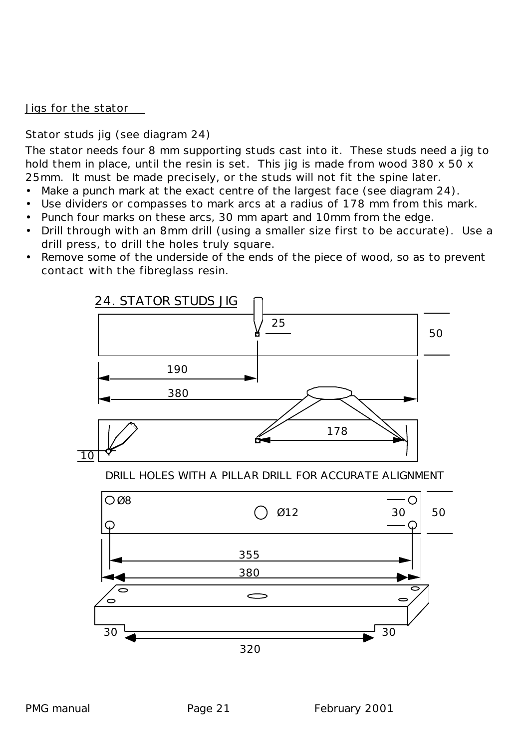Jigs for the stator

Stator studs jig (see diagram 24)

The stator needs four 8 mm supporting studs cast into it. These studs need a jig to hold them in place, until the resin is set. This jig is made from wood 380 x 50 x 25mm. It must be made precisely, or the studs will not fit the spine later.

- Make a punch mark at the exact centre of the largest face (see diagram 24).
- Use dividers or compasses to mark arcs at a radius of 178 mm from this mark.
- Punch four marks on these arcs, 30 mm apart and 10mm from the edge.
- Drill through with an 8mm drill (using a smaller size first to be accurate). Use a drill press, to drill the holes truly square.
- Remove some of the underside of the ends of the piece of wood, so as to prevent contact with the fibreglass resin.

24. STATOR STUDS JIG

25
50
190
380
178
10

DRILL HOLES WITH A PILLAR DRILL FOR ACCURATE ALIGNMENT

Ø8
Ø12
30
50
355
380
30
30
320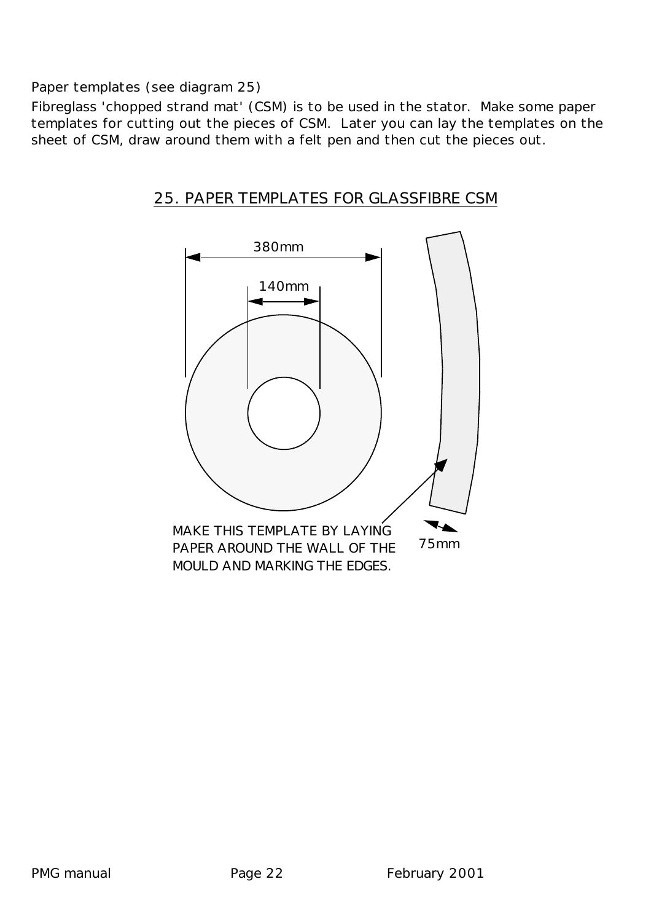Paper templates (see diagram 25)

Fibreglass 'chopped strand mat' (CSM) is to be used in the stator. Make some paper templates for cutting out the pieces of CSM. Later you can lay the templates on the sheet of CSM, draw around them with a felt pen and then cut the pieces out.

## 25. PAPER TEMPLATES FOR GLASSFIBRE CSM

380mm

140mm

75mm

MAKE THIS TEMPLATE BY LAYING PAPER AROUND THE WALL OF THE MOULD AND MARKING THE EDGES.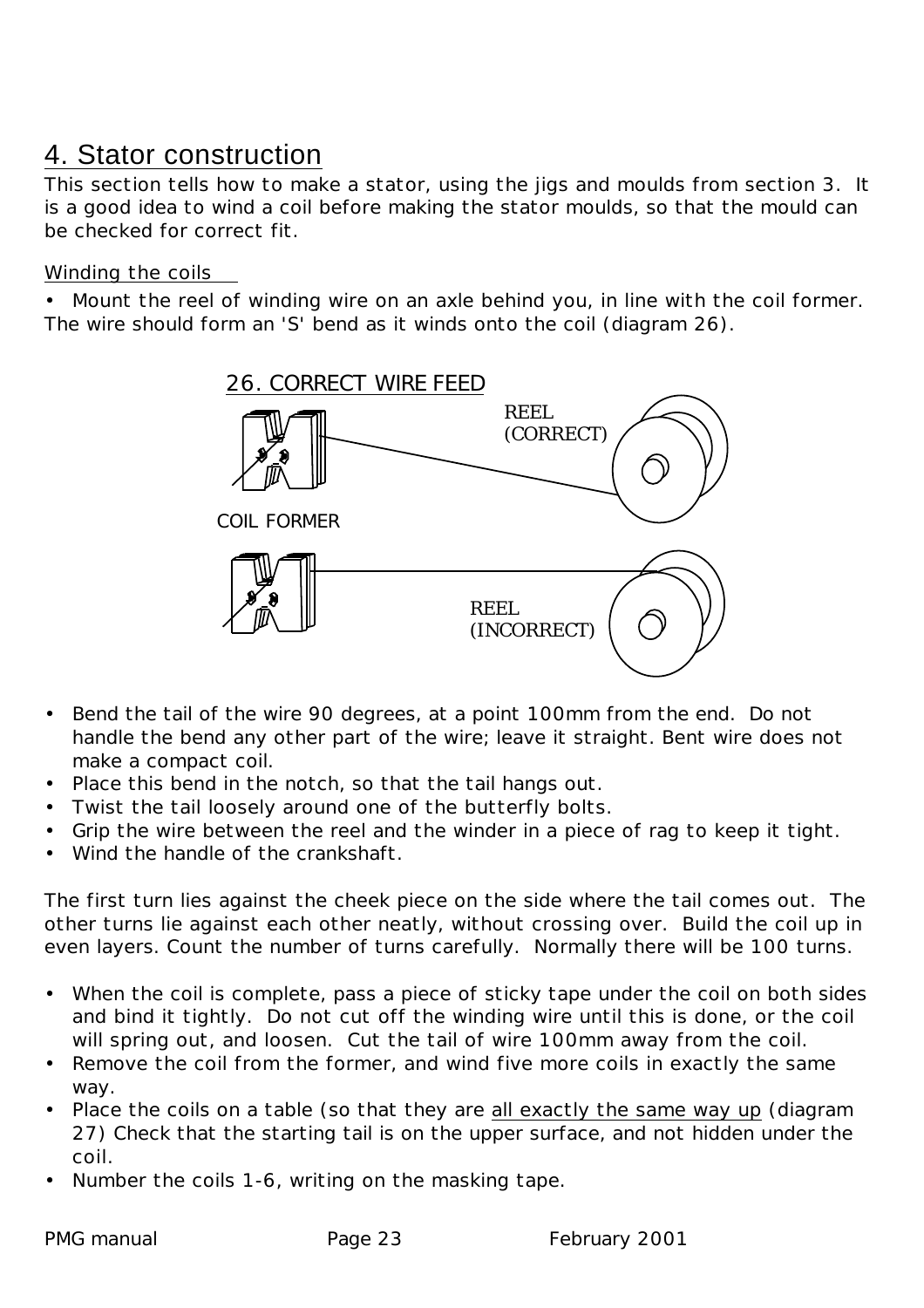## 4. Stator construction

This section tells how to make a stator, using the jigs and moulds from section 3. It is a good idea to wind a coil before making the stator moulds, so that the mould can be checked for correct fit.

Winding the coils

- Mount the reel of winding wire on an axle behind you, in line with the coil former. The wire should form an 'S' bend as it winds onto the coil (diagram 26).

26. CORRECT WIRE FEED

REEL (CORRECT)

COIL FORMER

REEL (INCORRECT)

- Bend the tail of the wire 90 degrees, at a point 100mm from the end. Do not handle the bend any other part of the wire; leave it straight. Bent wire does not make a compact coil.
- Place this bend in the notch, so that the tail hangs out.
- Twist the tail loosely around one of the butterfly bolts.
- Grip the wire between the reel and the winder in a piece of rag to keep it tight.
- Wind the handle of the crankshaft.

The first turn lies against the cheek piece on the side where the tail comes out. The other turns lie against each other neatly, without crossing over. Build the coil up in even layers. Count the number of turns carefully. Normally there will be 100 turns.

- When the coil is complete, pass a piece of sticky tape under the coil on both sides and bind it tightly. Do not cut off the winding wire until this is done, or the coil will spring out, and loosen. Cut the tail of wire 100mm away from the coil.
- Remove the coil from the former, and wind five more coils in exactly the same way.
- Place the coils on a table (so that they are all exactly the same way up (diagram 27) Check that the starting tail is on the upper surface, and not hidden under the coil.
- Number the coils 1-6, writing on the masking tape.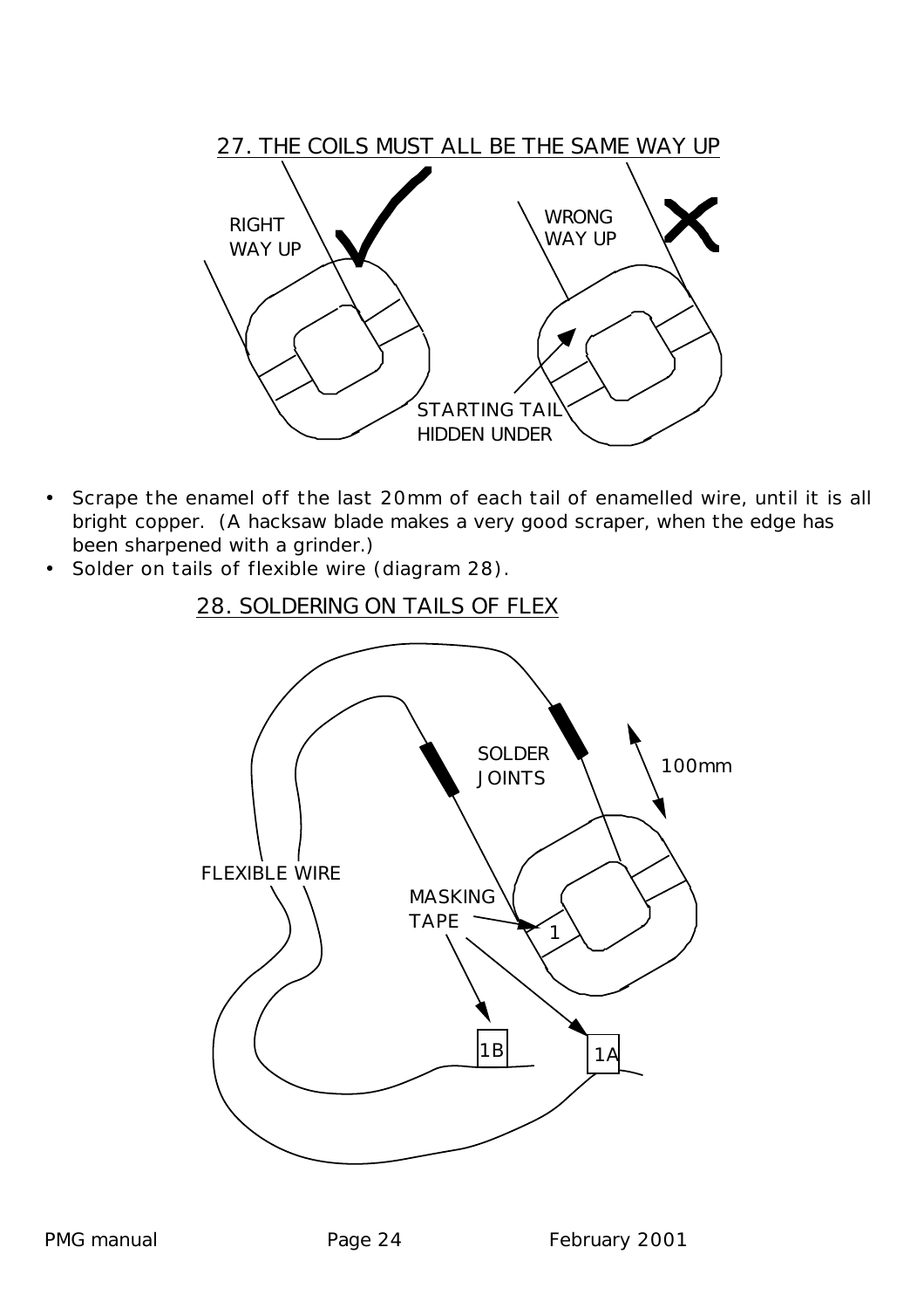27. THE COILS MUST ALL BE THE SAME WAY UP

RIGHT WAY UP

WRONG WAY UP

STARTING TAIL HIDDEN UNDER

- Scrape the enamel off the last 20mm of each tail of enamelled wire, until it is all bright copper. (A hacksaw blade makes a very good scraper, when the edge has been sharpened with a grinder.)
- Solder on tails of flexible wire (diagram 28).

28. SOLDERING ON TAILS OF FLEX

SOLDER JOINTS

100mm

FLEXIBLE WIRE

MASKING TAPE

1

1B

1A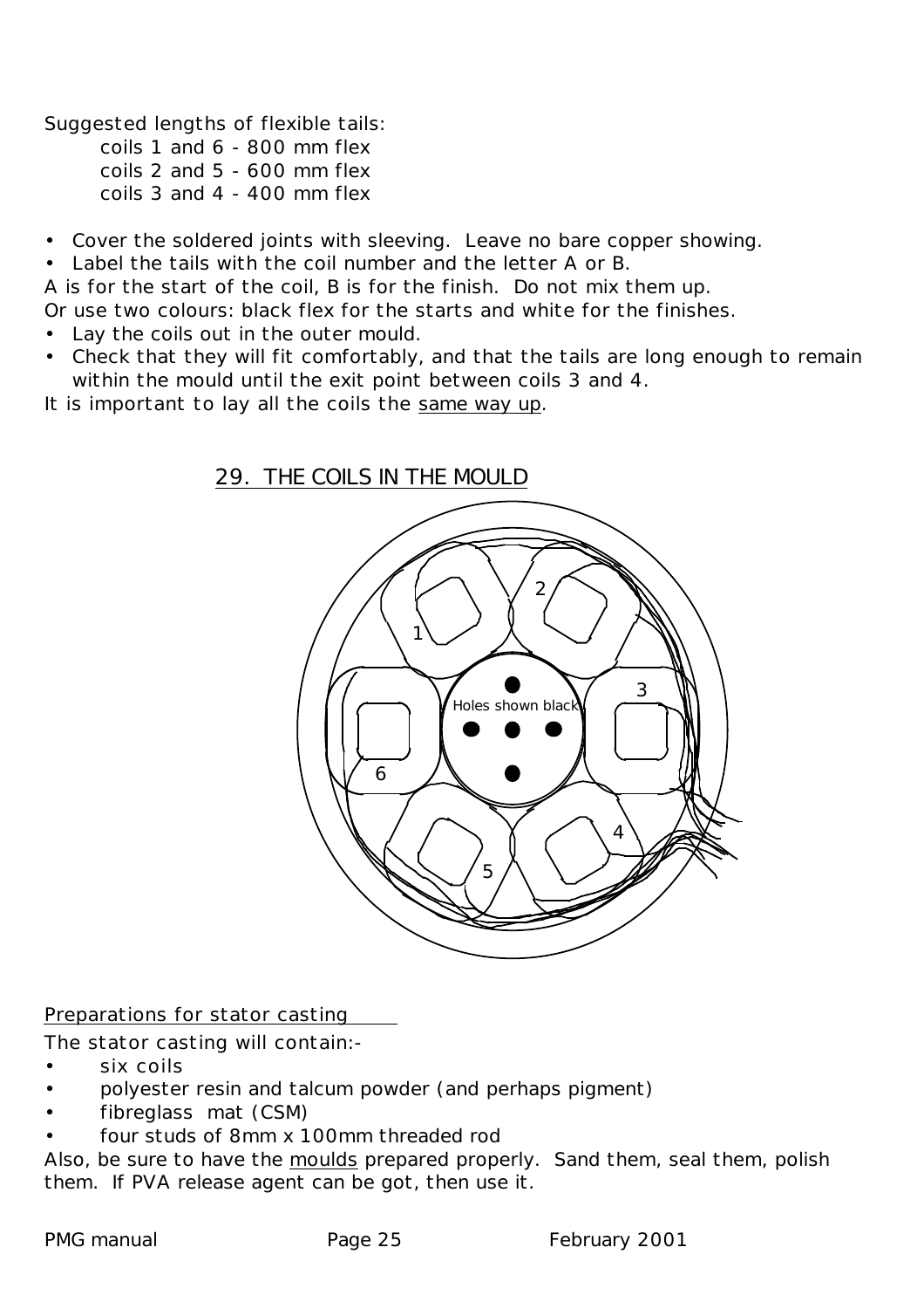Suggested lengths of flexible tails:

- coils 1 and 6 - 800 mm flex
- coils 2 and 5 - 600 mm flex
- coils 3 and 4 - 400 mm flex

- Cover the soldered joints with sleeving. Leave no bare copper showing.
- Label the tails with the coil number and the letter A or B.

A is for the start of the coil, B is for the finish. Do not mix them up.
Or use two colours: black flex for the starts and white for the finishes.

- Lay the coils out in the outer mould.
- Check that they will fit comfortably, and that the tails are long enough to remain within the mould until the exit point between coils 3 and 4.

It is important to lay all the coils the same way up.

## 29. THE COILS IN THE MOULD

1 2 3 4 5 6

Holes shown black

### Preparations for stator casting

The stator casting will contain:-

- six coils
- polyester resin and talcum powder (and perhaps pigment)
- fibreglass mat (CSM)
- four studs of 8mm x 100mm threaded rod

Also, be sure to have the moulds prepared properly. Sand them, seal them, polish them. If PVA release agent can be got, then use it.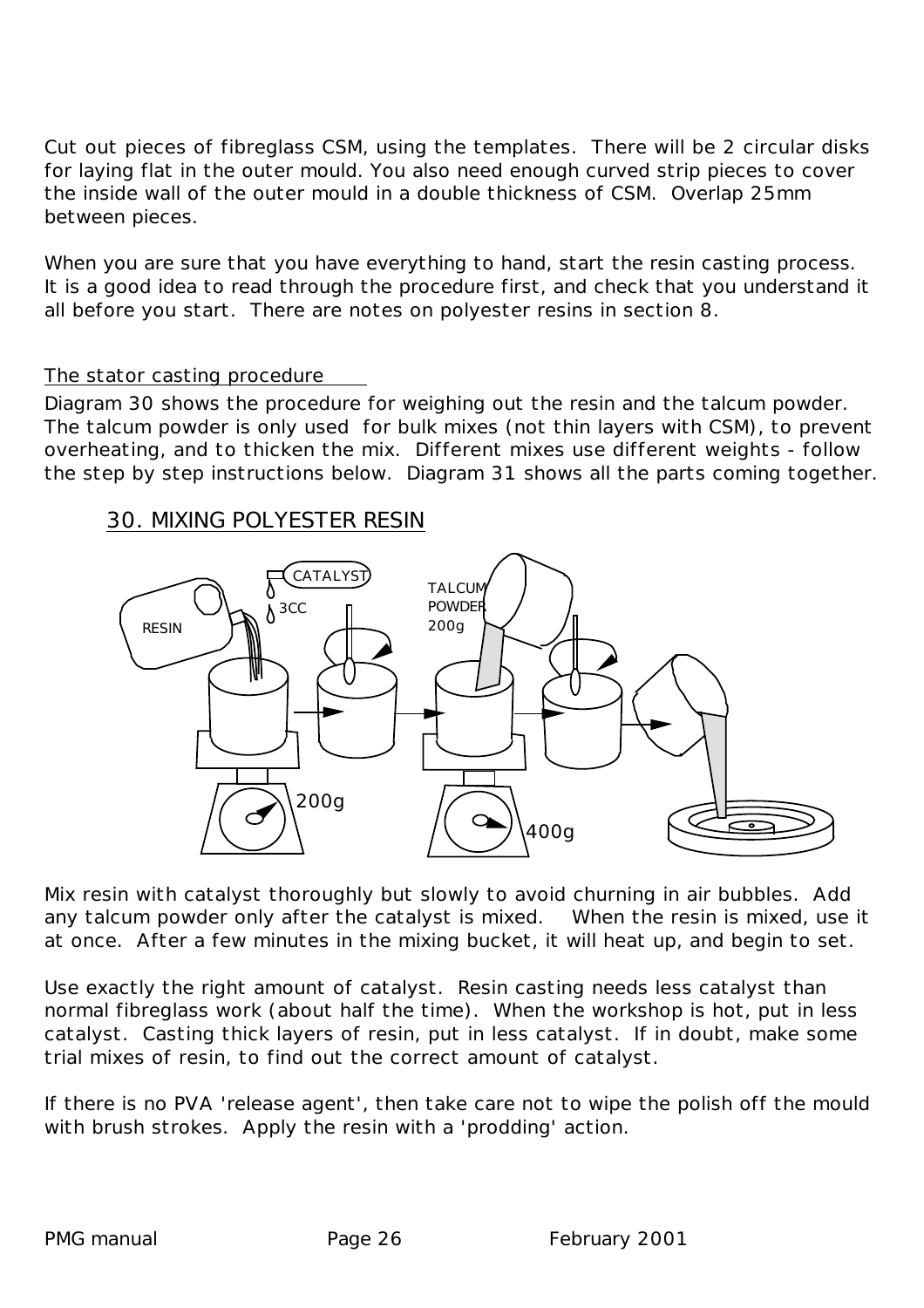Cut out pieces of fibreglass CSM, using the templates. There will be 2 circular disks for laying flat in the outer mould. You also need enough curved strip pieces to cover the inside wall of the outer mould in a double thickness of CSM. Overlap 25mm between pieces.

When you are sure that you have everything to hand, start the resin casting process. It is a good idea to read through the procedure first, and check that you understand it all before you start. There are notes on polyester resins in section 8.

## The stator casting procedure

Diagram 30 shows the procedure for weighing out the resin and the talcum powder. The talcum powder is only used for bulk mixes (not thin layers with CSM), to prevent overheating, and to thicken the mix. Different mixes use different weights - follow the step by step instructions below. Diagram 31 shows all the parts coming together.

### 30. MIXING POLYESTER RESIN

RESIN CATALYST 3CC 200g TALCUM POWDER 200g 400g

Mix resin with catalyst thoroughly but slowly to avoid churning in air bubbles. Add any talcum powder only after the catalyst is mixed. When the resin is mixed, use it at once. After a few minutes in the mixing bucket, it will heat up, and begin to set.

Use exactly the right amount of catalyst. Resin casting needs less catalyst than normal fibreglass work (about half the time). When the workshop is hot, put in less catalyst. Casting thick layers of resin, put in less catalyst. If in doubt, make some trial mixes of resin, to find out the correct amount of catalyst.

If there is no PVA 'release agent', then take care not to wipe the polish off the mould with brush strokes. Apply the resin with a 'prodding' action.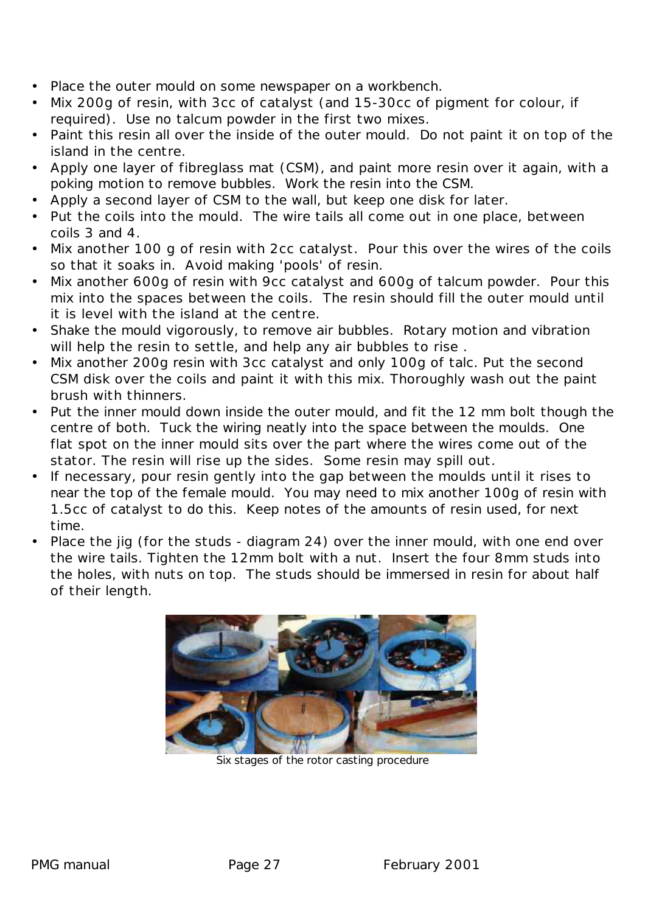- Place the outer mould on some newspaper on a workbench.
- Mix 200g of resin, with 3cc of catalyst (and 15-30cc of pigment for colour, if required). Use no talcum powder in the first two mixes.
- Paint this resin all over the inside of the outer mould. Do not paint it on top of the island in the centre.
- Apply one layer of fibreglass mat (CSM), and paint more resin over it again, with a poking motion to remove bubbles. Work the resin into the CSM.
- Apply a second layer of CSM to the wall, but keep one disk for later.
- Put the coils into the mould. The wire tails all come out in one place, between coils 3 and 4.
- Mix another 100 g of resin with 2cc catalyst. Pour this over the wires of the coils so that it soaks in. Avoid making 'pools' of resin.
- Mix another 600g of resin with 9cc catalyst and 600g of talcum powder. Pour this mix into the spaces between the coils. The resin should fill the outer mould until it is level with the island at the centre.
- Shake the mould vigorously, to remove air bubbles. Rotary motion and vibration will help the resin to settle, and help any air bubbles to rise .
- Mix another 200g resin with 3cc catalyst and only 100g of talc. Put the second CSM disk over the coils and paint it with this mix. Thoroughly wash out the paint brush with thinners.
- Put the inner mould down inside the outer mould, and fit the 12 mm bolt though the centre of both. Tuck the wiring neatly into the space between the moulds. One flat spot on the inner mould sits over the part where the wires come out of the stator. The resin will rise up the sides. Some resin may spill out.
- If necessary, pour resin gently into the gap between the moulds until it rises to near the top of the female mould. You may need to mix another 100g of resin with 1.5cc of catalyst to do this. Keep notes of the amounts of resin used, for next time.
- Place the jig (for the studs - diagram 24) over the inner mould, with one end over the wire tails. Tighten the 12mm bolt with a nut. Insert the four 8mm studs into the holes, with nuts on top. The studs should be immersed in resin for about half of their length.

Six stages of the rotor casting procedure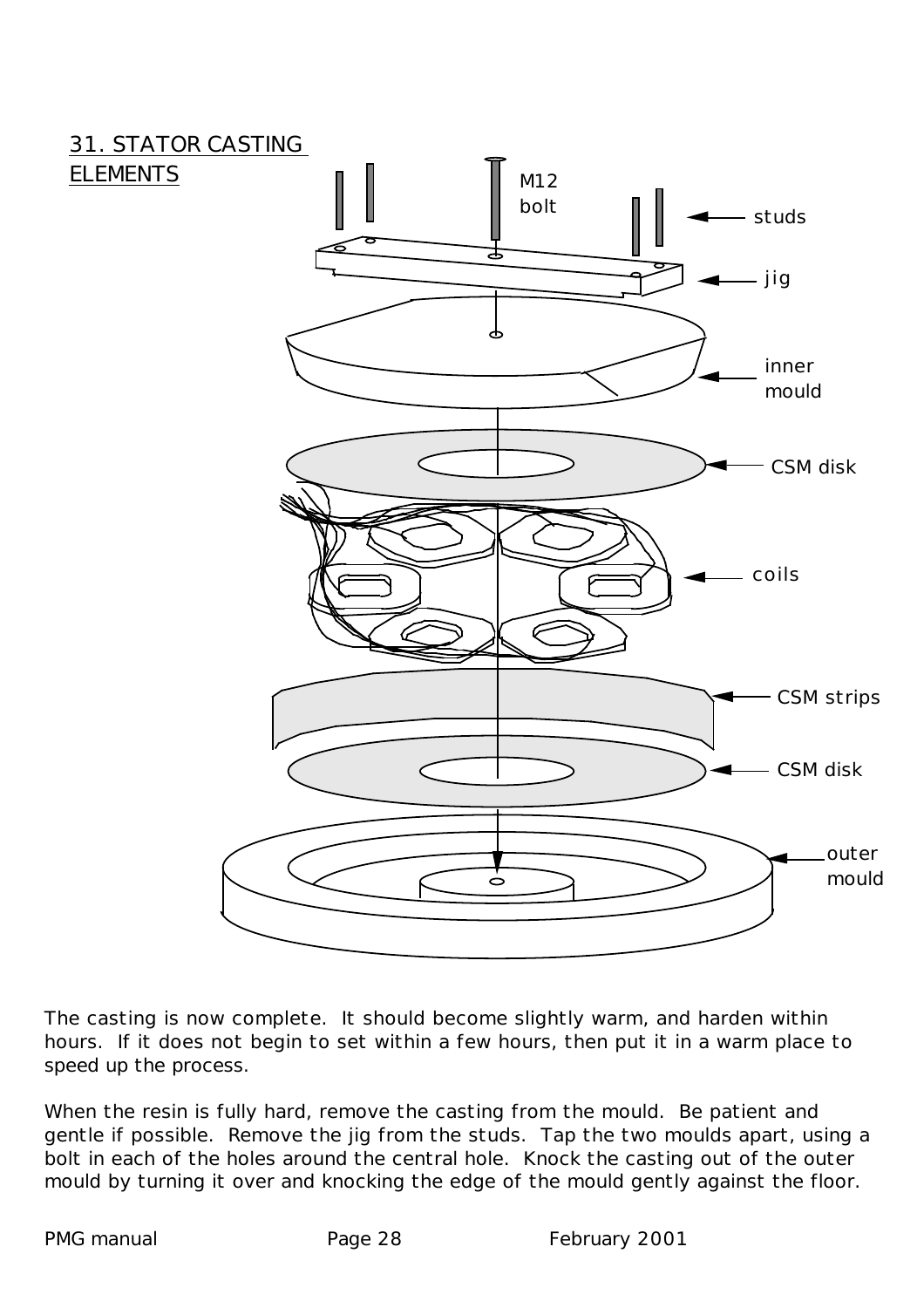## 31. STATOR CASTING ELEMENTS

M12 bolt

studs

jig

inner mould

CSM disk

coils

CSM strips

CSM disk

outer mould

The casting is now complete. It should become slightly warm, and harden within hours. If it does not begin to set within a few hours, then put it in a warm place to speed up the process.

When the resin is fully hard, remove the casting from the mould. Be patient and gentle if possible. Remove the jig from the studs. Tap the two moulds apart, using a bolt in each of the holes around the central hole. Knock the casting out of the outer mould by turning it over and knocking the edge of the mould gently against the floor.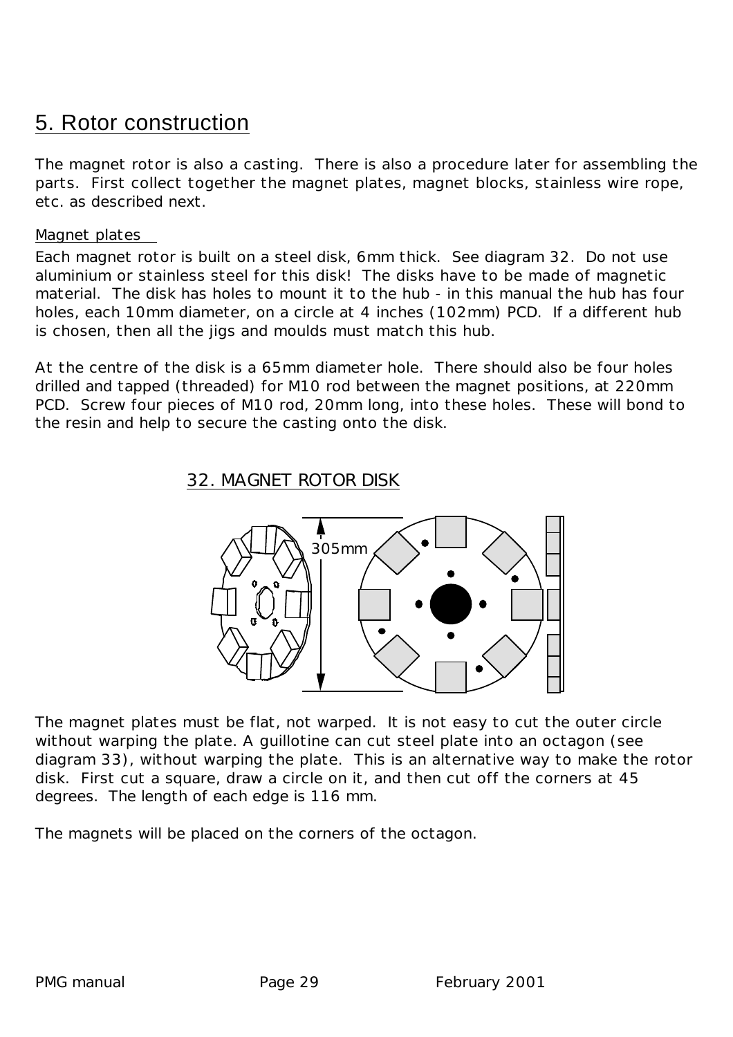## 5. Rotor construction

The magnet rotor is also a casting. There is also a procedure later for assembling the parts. First collect together the magnet plates, magnet blocks, stainless wire rope, etc. as described next.

Magnet plates

Each magnet rotor is built on a steel disk, 6mm thick. See diagram 32. Do not use aluminium or stainless steel for this disk! The disks have to be made of magnetic material. The disk has holes to mount it to the hub - in this manual the hub has four holes, each 10mm diameter, on a circle at 4 inches (102mm) PCD. If a different hub is chosen, then all the jigs and moulds must match this hub.

At the centre of the disk is a 65mm diameter hole. There should also be four holes drilled and tapped (threaded) for M10 rod between the magnet positions, at 220mm PCD. Screw four pieces of M10 rod, 20mm long, into these holes. These will bond to the resin and help to secure the casting onto the disk.

32. MAGNET ROTOR DISK

305mm

The magnet plates must be flat, not warped. It is not easy to cut the outer circle without warping the plate. A guillotine can cut steel plate into an octagon (see diagram 33), without warping the plate. This is an alternative way to make the rotor disk. First cut a square, draw a circle on it, and then cut off the corners at 45 degrees. The length of each edge is 116 mm.

The magnets will be placed on the corners of the octagon.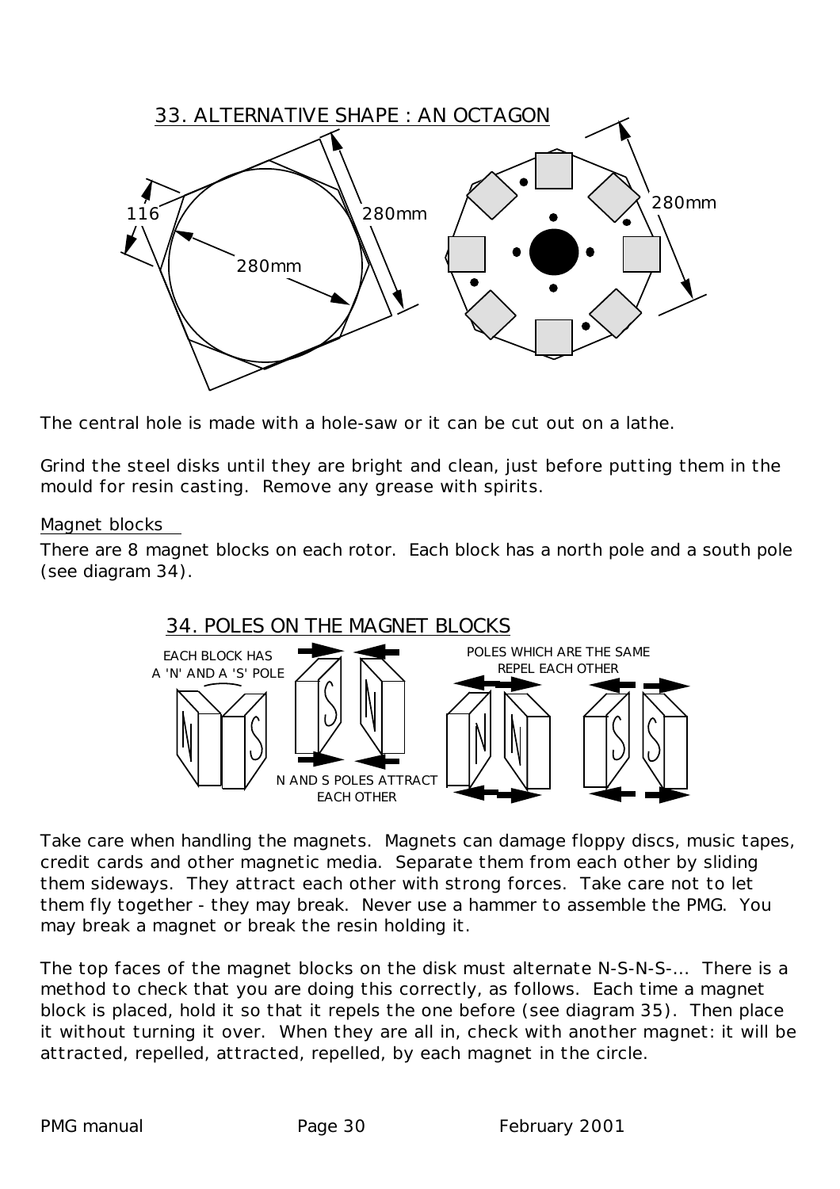33. ALTERNATIVE SHAPE : AN OCTAGON

The central hole is made with a hole-saw or it can be cut out on a lathe.

Grind the steel disks until they are bright and clean, just before putting them in the mould for resin casting. Remove any grease with spirits.

Magnet blocks

There are 8 magnet blocks on each rotor. Each block has a north pole and a south pole (see diagram 34).

34. POLES ON THE MAGNET BLOCKS

Take care when handling the magnets. Magnets can damage floppy discs, music tapes, credit cards and other magnetic media. Separate them from each other by sliding them sideways. They attract each other with strong forces. Take care not to let them fly together - they may break. Never use a hammer to assemble the PMG. You may break a magnet or break the resin holding it.

The top faces of the magnet blocks on the disk must alternate N-S-N-S-... There is a method to check that you are doing this correctly, as follows. Each time a magnet block is placed, hold it so that it repels the one before (see diagram 35). Then place it without turning it over. When they are all in, check with another magnet: it will be attracted, repelled, attracted, repelled, by each magnet in the circle.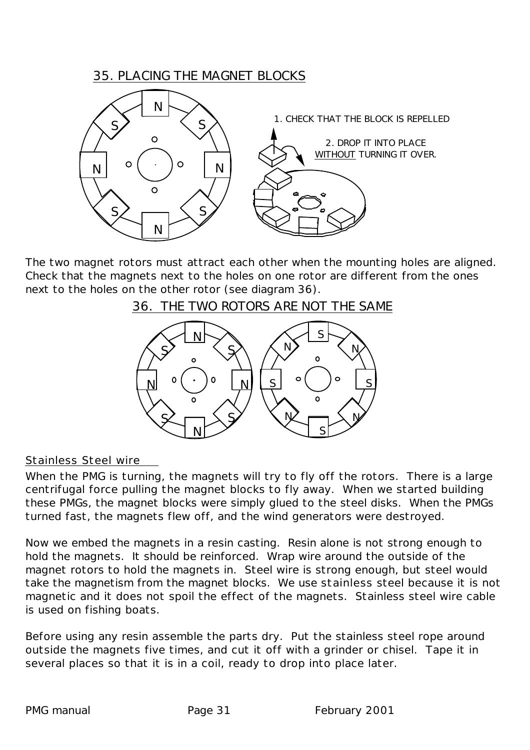## 35. PLACING THE MAGNET BLOCKS

1. CHECK THAT THE BLOCK IS REPELLED

2. DROP IT INTO PLACE WITHOUT TURNING IT OVER.

The two magnet rotors must attract each other when the mounting holes are aligned. Check that the magnets next to the holes on one rotor are different from the ones next to the holes on the other rotor (see diagram 36).

## 36. THE TWO ROTORS ARE NOT THE SAME

### Stainless Steel wire

When the PMG is turning, the magnets will try to fly off the rotors. There is a large centrifugal force pulling the magnet blocks to fly away. When we started building these PMGs, the magnet blocks were simply glued to the steel disks. When the PMGs turned fast, the magnets flew off, and the wind generators were destroyed.

Now we embed the magnets in a resin casting. Resin alone is not strong enough to hold the magnets. It should be reinforced. Wrap wire around the outside of the magnet rotors to hold the magnets in. Steel wire is strong enough, but steel would take the magnetism from the magnet blocks. We use stainless steel because it is not magnetic and it does not spoil the effect of the magnets. Stainless steel wire cable is used on fishing boats.

Before using any resin assemble the parts dry. Put the stainless steel rope around outside the magnets five times, and cut it off with a grinder or chisel. Tape it in several places so that it is in a coil, ready to drop into place later.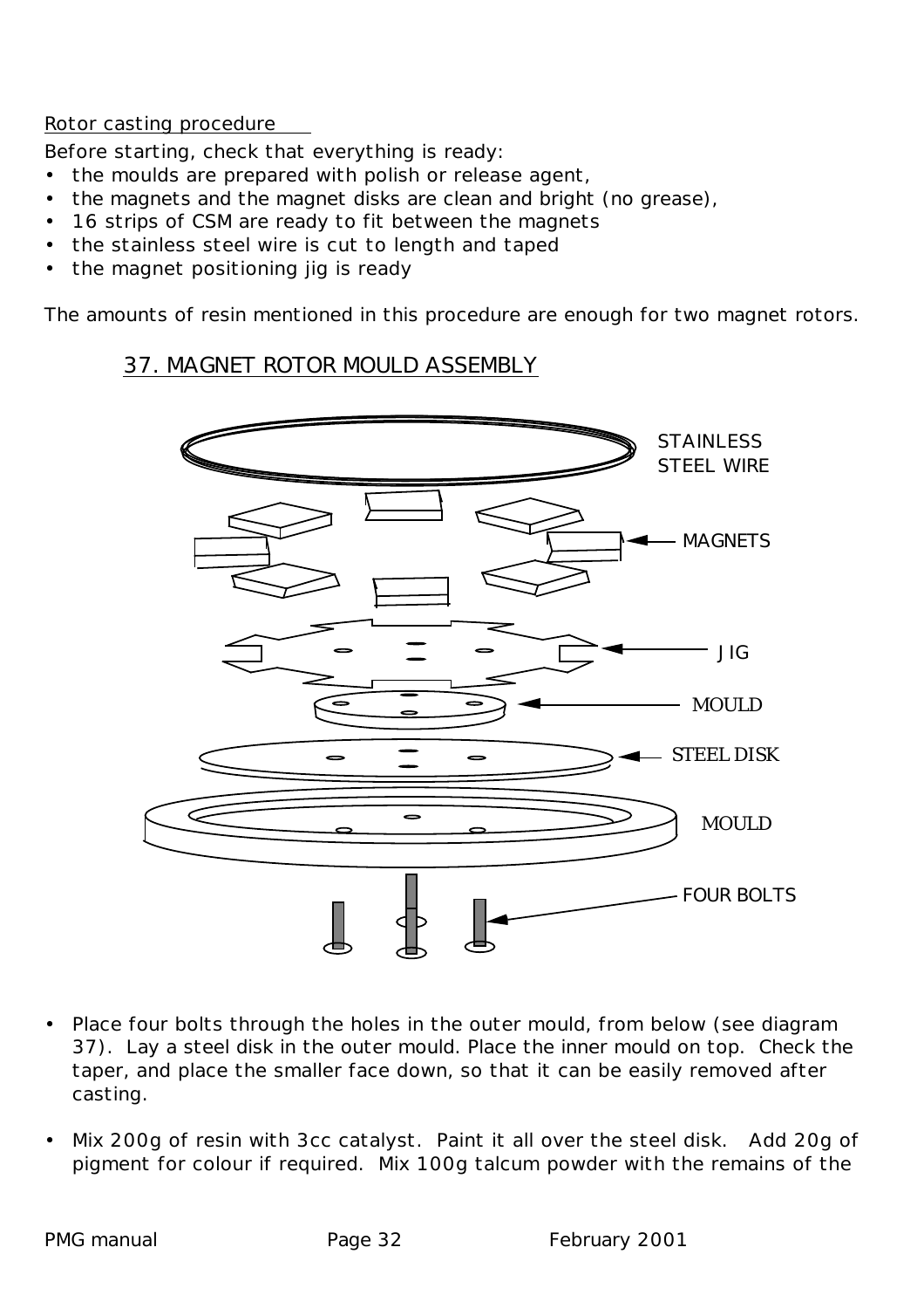Rotor casting procedure

Before starting, check that everything is ready:

- the moulds are prepared with polish or release agent,
- the magnets and the magnet disks are clean and bright (no grease),
- 16 strips of CSM are ready to fit between the magnets
- the stainless steel wire is cut to length and taped
- the magnet positioning jig is ready

The amounts of resin mentioned in this procedure are enough for two magnet rotors.

37. MAGNET ROTOR MOULD ASSEMBLY

STAINLESS STEEL WIRE

MAGNETS

JIG

MOULD

STEEL DISK

MOULD

FOUR BOLTS

- Place four bolts through the holes in the outer mould, from below (see diagram 37). Lay a steel disk in the outer mould. Place the inner mould on top. Check the taper, and place the smaller face down, so that it can be easily removed after casting.

- Mix 200g of resin with 3cc catalyst. Paint it all over the steel disk. Add 20g of pigment for colour if required. Mix 100g talcum powder with the remains of the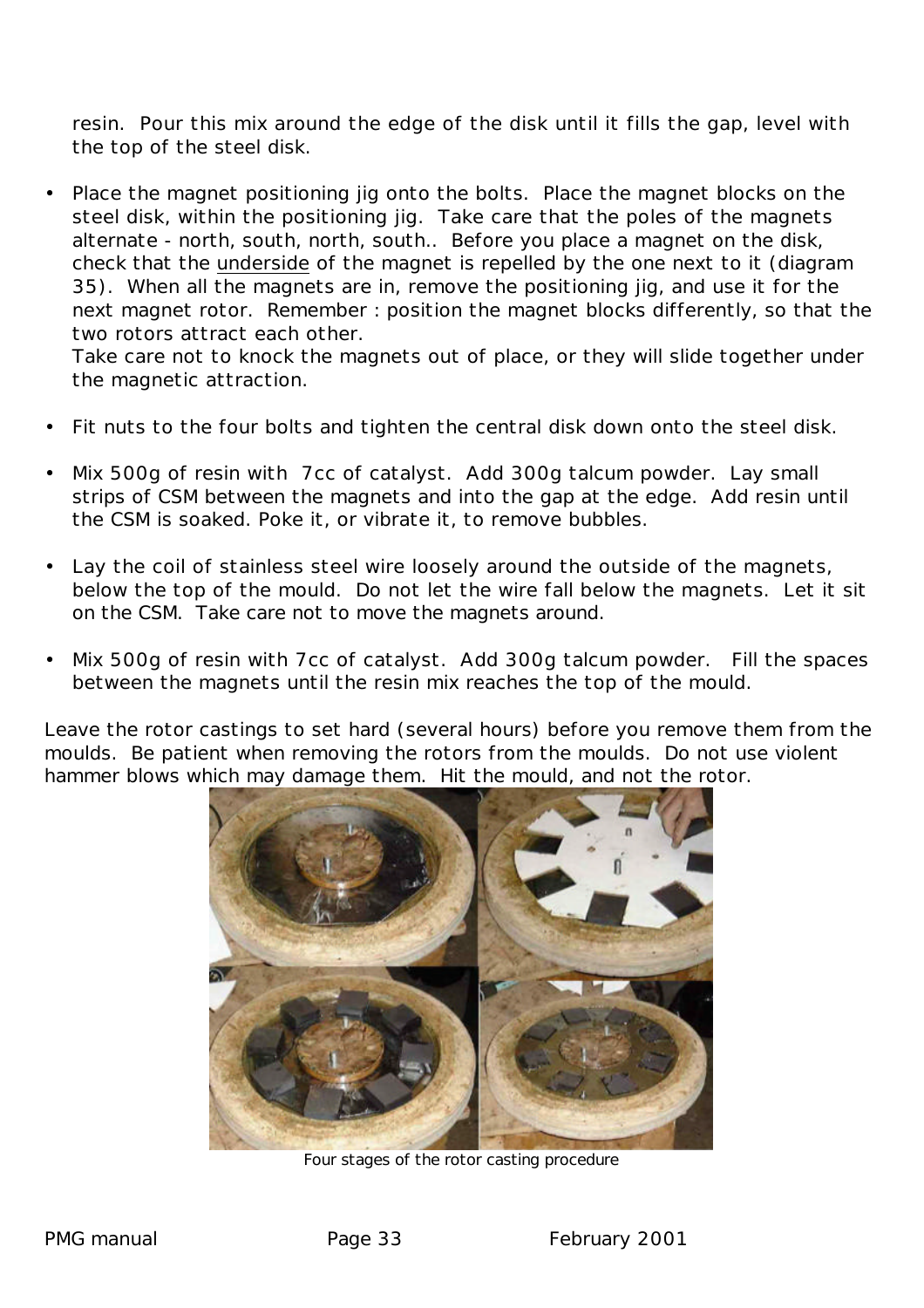resin. Pour this mix around the edge of the disk until it fills the gap, level with the top of the steel disk.

- Place the magnet positioning jig onto the bolts. Place the magnet blocks on the steel disk, within the positioning jig. Take care that the poles of the magnets alternate - north, south, north, south.. Before you place a magnet on the disk, check that the underside of the magnet is repelled by the one next to it (diagram 35). When all the magnets are in, remove the positioning jig, and use it for the next magnet rotor. Remember : position the magnet blocks differently, so that the two rotors attract each other.
  Take care not to knock the magnets out of place, or they will slide together under the magnetic attraction.

- Fit nuts to the four bolts and tighten the central disk down onto the steel disk.

- Mix 500g of resin with 7cc of catalyst. Add 300g talcum powder. Lay small strips of CSM between the magnets and into the gap at the edge. Add resin until the CSM is soaked. Poke it, or vibrate it, to remove bubbles.

- Lay the coil of stainless steel wire loosely around the outside of the magnets, below the top of the mould. Do not let the wire fall below the magnets. Let it sit on the CSM. Take care not to move the magnets around.

- Mix 500g of resin with 7cc of catalyst. Add 300g talcum powder. Fill the spaces between the magnets until the resin mix reaches the top of the mould.

Leave the rotor castings to set hard (several hours) before you remove them from the moulds. Be patient when removing the rotors from the moulds. Do not use violent hammer blows which may damage them. Hit the mould, and not the rotor.

Four stages of the rotor casting procedure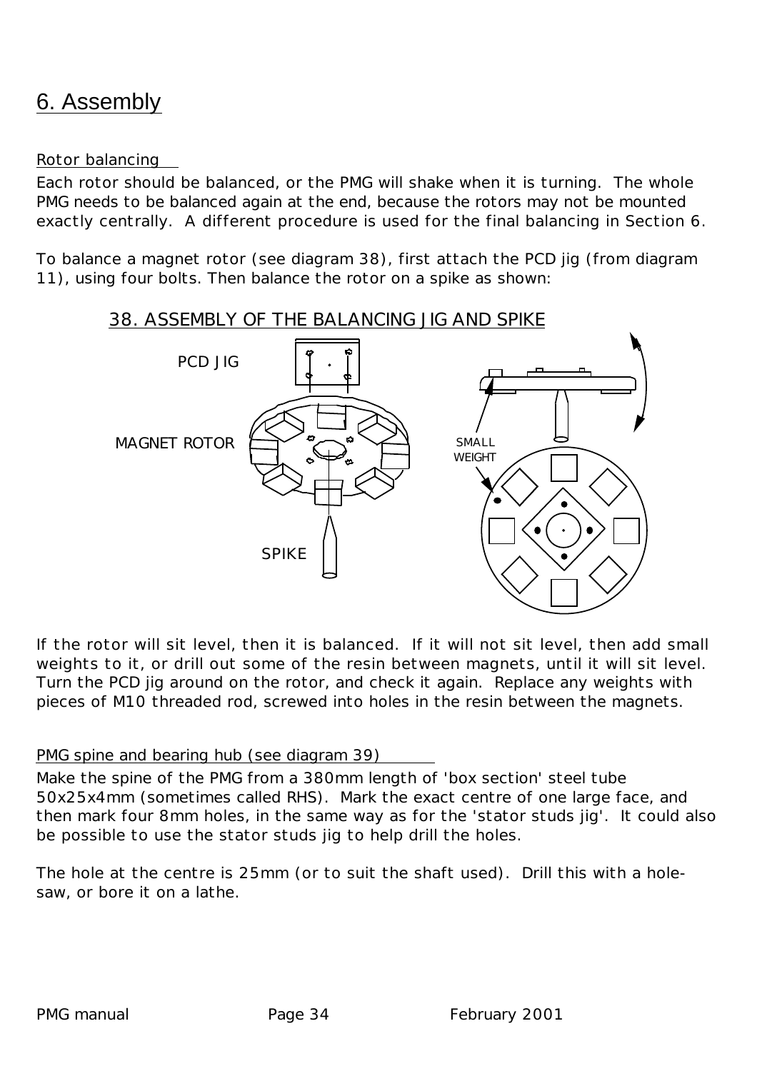# 6. Assembly

## Rotor balancing

Each rotor should be balanced, or the PMG will shake when it is turning. The whole PMG needs to be balanced again at the end, because the rotors may not be mounted exactly centrally. A different procedure is used for the final balancing in Section 6.

To balance a magnet rotor (see diagram 38), first attach the PCD jig (from diagram 11), using four bolts. Then balance the rotor on a spike as shown:

38. ASSEMBLY OF THE BALANCING JIG AND SPIKE

PCD JIG

MAGNET ROTOR

SPIKE

SMALL WEIGHT

If the rotor will sit level, then it is balanced. If it will not sit level, then add small weights to it, or drill out some of the resin between magnets, until it will sit level. Turn the PCD jig around on the rotor, and check it again. Replace any weights with pieces of M10 threaded rod, screwed into holes in the resin between the magnets.

## PMG spine and bearing hub (see diagram 39)

Make the spine of the PMG from a 380mm length of 'box section' steel tube 50x25x4mm (sometimes called RHS). Mark the exact centre of one large face, and then mark four 8mm holes, in the same way as for the 'stator studs jig'. It could also be possible to use the stator studs jig to help drill the holes.

The hole at the centre is 25mm (or to suit the shaft used). Drill this with a hole-saw, or bore it on a lathe.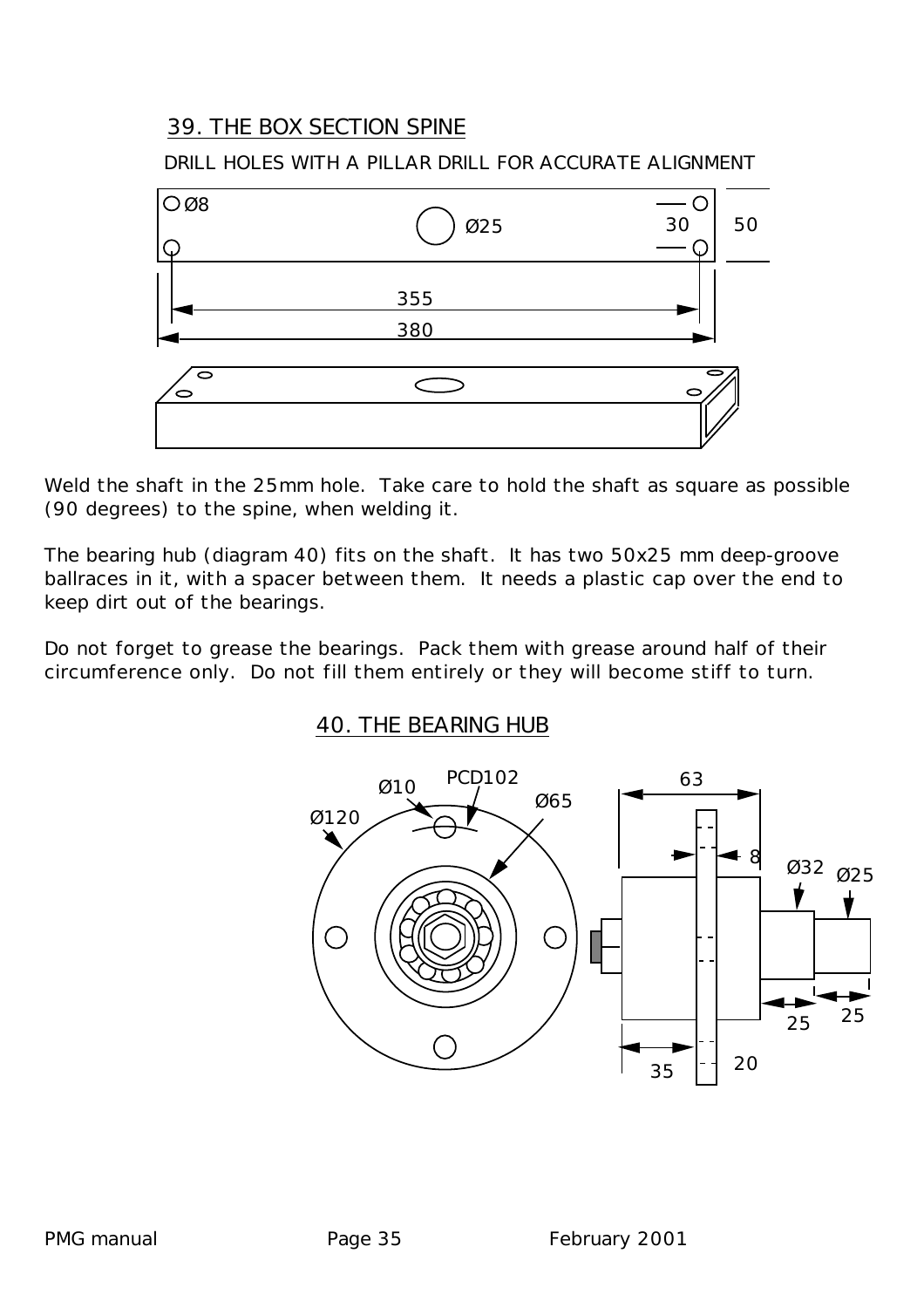## 39. THE BOX SECTION SPINE

DRILL HOLES WITH A PILLAR DRILL FOR ACCURATE ALIGNMENT

Ø8 Ø25 30 50

355

380

Weld the shaft in the 25mm hole. Take care to hold the shaft as square as possible (90 degrees) to the spine, when welding it.

The bearing hub (diagram 40) fits on the shaft. It has two 50x25 mm deep-groove ballraces in it, with a spacer between them. It needs a plastic cap over the end to keep dirt out of the bearings.

Do not forget to grease the bearings. Pack them with grease around half of their circumference only. Do not fill them entirely or they will become stiff to turn.

## 40. THE BEARING HUB

Ø10 PCD102 Ø65 Ø120

63 8 Ø32 Ø25

25 25 35 20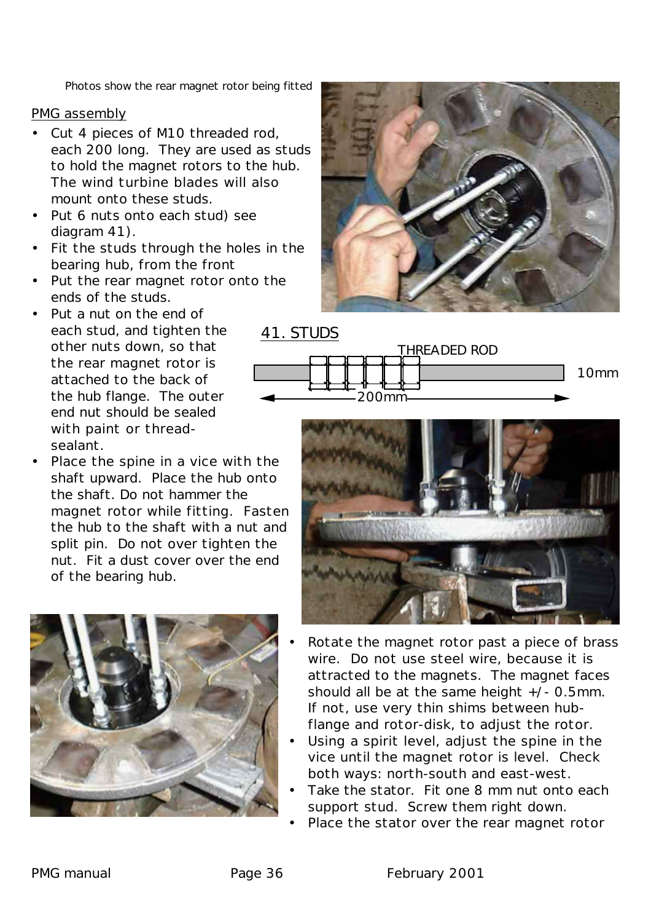Photos show the rear magnet rotor being fitted

PMG assembly

- Cut 4 pieces of M10 threaded rod, each 200 long. They are used as studs to hold the magnet rotors to the hub. The wind turbine blades will also mount onto these studs.
- Put 6 nuts onto each stud) see diagram 41).
- Fit the studs through the holes in the bearing hub, from the front
- Put the rear magnet rotor onto the ends of the studs.
- Put a nut on the end of each stud, and tighten the other nuts down, so that the rear magnet rotor is attached to the back of the hub flange. The outer end nut should be sealed with paint or thread-sealant.
- Place the spine in a vice with the shaft upward. Place the hub onto the shaft. Do not hammer the magnet rotor while fitting. Fasten the hub to the shaft with a nut and split pin. Do not over tighten the nut. Fit a dust cover over the end of the bearing hub.

41. STUDS

THREADED ROD

10mm

200mm

- Rotate the magnet rotor past a piece of brass wire. Do not use steel wire, because it is attracted to the magnets. The magnet faces should all be at the same height +/- 0.5mm. If not, use very thin shims between hub-flange and rotor-disk, to adjust the rotor.
- Using a spirit level, adjust the spine in the vice until the magnet rotor is level. Check both ways: north-south and east-west.
- Take the stator. Fit one 8 mm nut onto each support stud. Screw them right down.
- Place the stator over the rear magnet rotor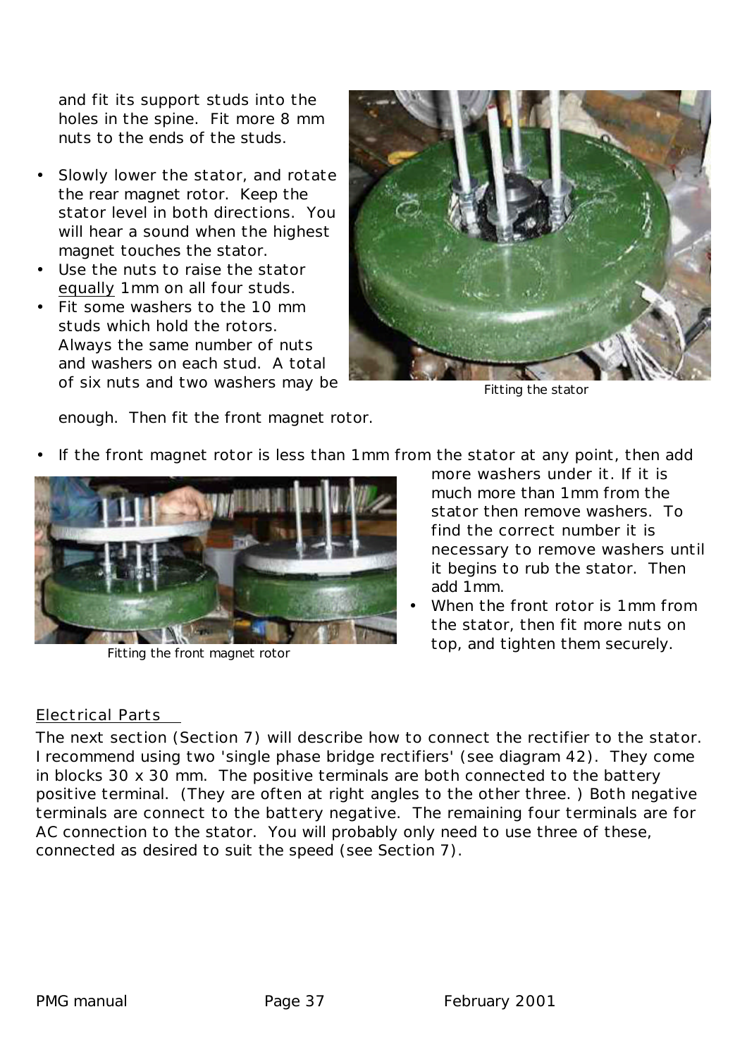and fit its support studs into the holes in the spine. Fit more 8 mm nuts to the ends of the studs.

- Slowly lower the stator, and rotate the rear magnet rotor. Keep the stator level in both directions. You will hear a sound when the highest magnet touches the stator.
- Use the nuts to raise the stator equally 1mm on all four studs.
- Fit some washers to the 10 mm studs which hold the rotors. Always the same number of nuts and washers on each stud. A total of six nuts and two washers may be enough. Then fit the front magnet rotor.

Fitting the stator

- If the front magnet rotor is less than 1mm from the stator at any point, then add more washers under it. If it is much more than 1mm from the stator then remove washers. To find the correct number it is necessary to remove washers until it begins to rub the stator. Then add 1mm.
- When the front rotor is 1mm from the stator, then fit more nuts on top, and tighten them securely.

Fitting the front magnet rotor

## Electrical Parts

The next section (Section 7) will describe how to connect the rectifier to the stator. I recommend using two 'single phase bridge rectifiers' (see diagram 42). They come in blocks 30 x 30 mm. The positive terminals are both connected to the battery positive terminal. (They are often at right angles to the other three. ) Both negative terminals are connect to the battery negative. The remaining four terminals are for AC connection to the stator. You will probably only need to use three of these, connected as desired to suit the speed (see Section 7).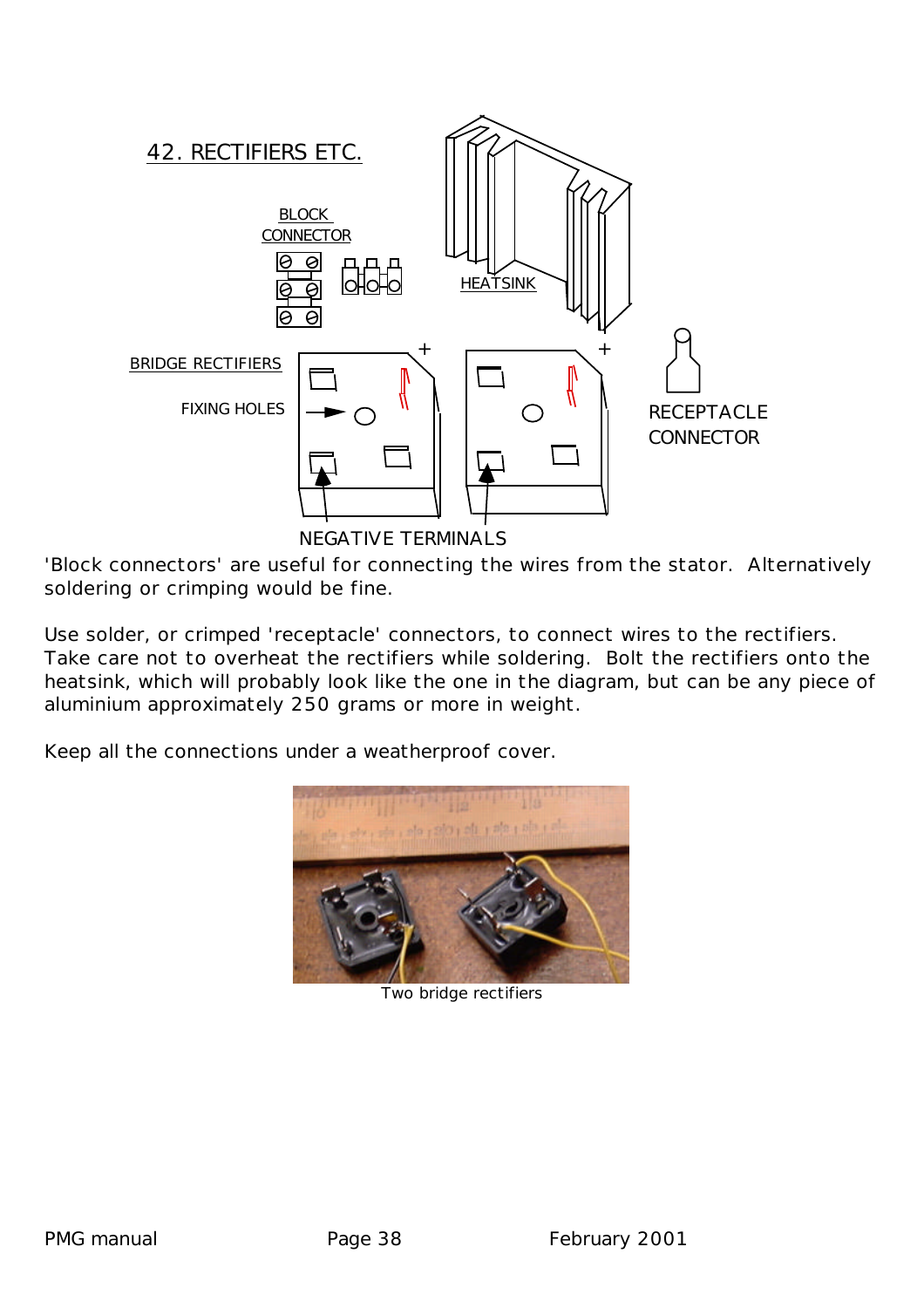## 42. RECTIFIERS ETC.

'Block connectors' are useful for connecting the wires from the stator. Alternatively soldering or crimping would be fine.

Use solder, or crimped 'receptacle' connectors, to connect wires to the rectifiers. Take care not to overheat the rectifiers while soldering. Bolt the rectifiers onto the heatsink, which will probably look like the one in the diagram, but can be any piece of aluminium approximately 250 grams or more in weight.

Keep all the connections under a weatherproof cover.

Two bridge rectifiers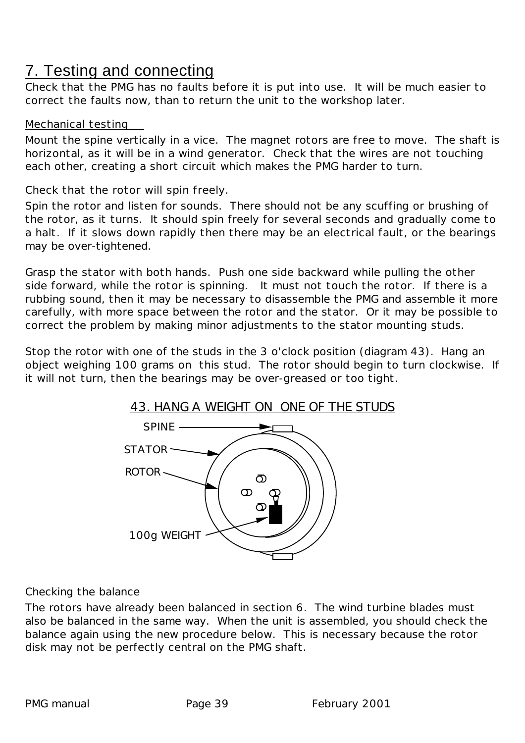## 7. Testing and connecting

Check that the PMG has no faults before it is put into use. It will be much easier to correct the faults now, than to return the unit to the workshop later.

### Mechanical testing

Mount the spine vertically in a vice. The magnet rotors are free to move. The shaft is horizontal, as it will be in a wind generator. Check that the wires are not touching each other, creating a short circuit which makes the PMG harder to turn.

Check that the rotor will spin freely.

Spin the rotor and listen for sounds. There should not be any scuffing or brushing of the rotor, as it turns. It should spin freely for several seconds and gradually come to a halt. If it slows down rapidly then there may be an electrical fault, or the bearings may be over-tightened.

Grasp the stator with both hands. Push one side backward while pulling the other side forward, while the rotor is spinning. It must not touch the rotor. If there is a rubbing sound, then it may be necessary to disassemble the PMG and assemble it more carefully, with more space between the rotor and the stator. Or it may be possible to correct the problem by making minor adjustments to the stator mounting studs.

Stop the rotor with one of the studs in the 3 o'clock position (diagram 43). Hang an object weighing 100 grams on this stud. The rotor should begin to turn clockwise. If it will not turn, then the bearings may be over-greased or too tight.

43. HANG A WEIGHT ON ONE OF THE STUDS

SPINE

STATOR

ROTOR

100g WEIGHT

### Checking the balance

The rotors have already been balanced in section 6. The wind turbine blades must also be balanced in the same way. When the unit is assembled, you should check the balance again using the new procedure below. This is necessary because the rotor disk may not be perfectly central on the PMG shaft.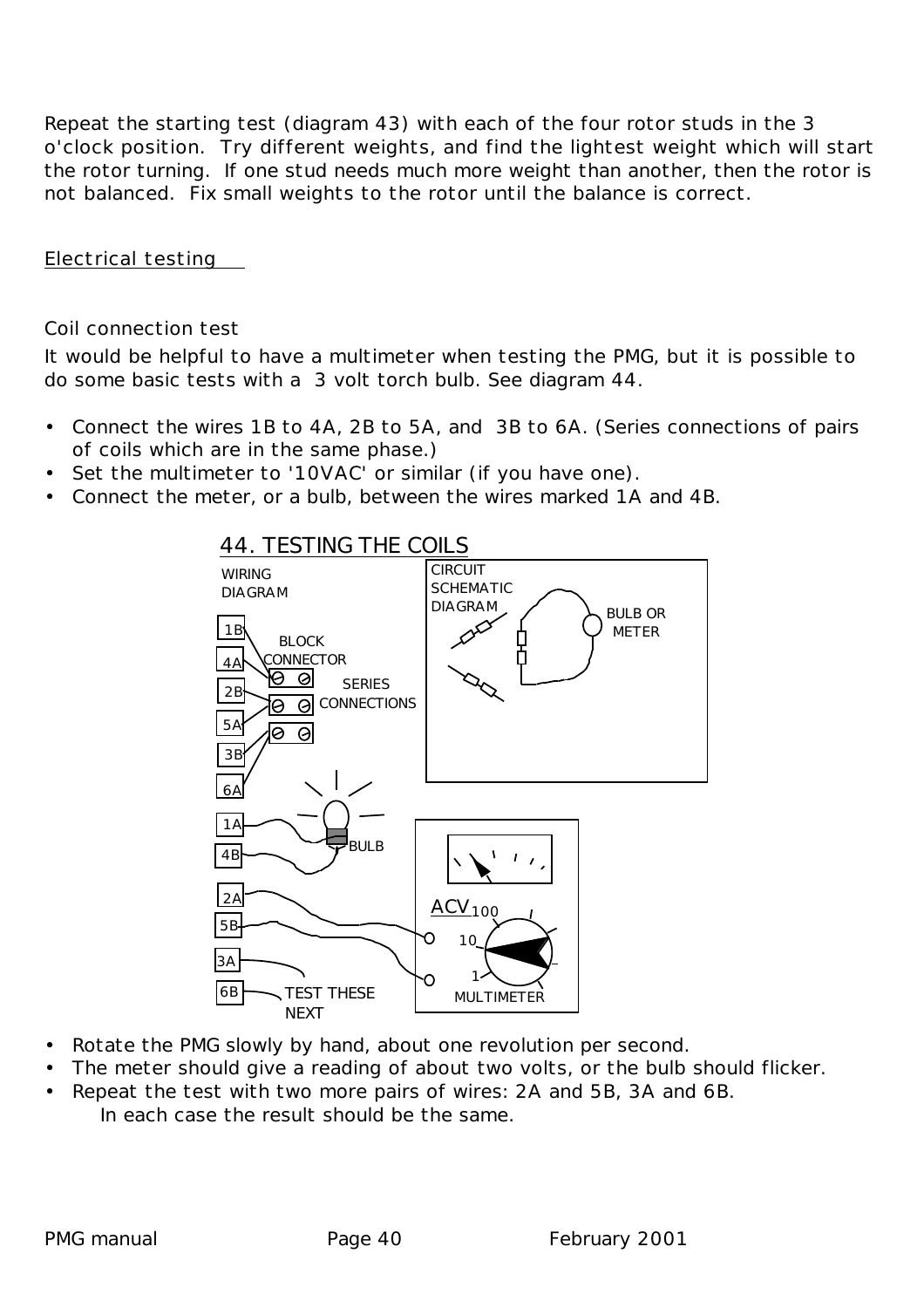Repeat the starting test (diagram 43) with each of the four rotor studs in the 3 o'clock position. Try different weights, and find the lightest weight which will start the rotor turning. If one stud needs much more weight than another, then the rotor is not balanced. Fix small weights to the rotor until the balance is correct.

## Electrical testing

### Coil connection test

It would be helpful to have a multimeter when testing the PMG, but it is possible to do some basic tests with a 3 volt torch bulb. See diagram 44.

- Connect the wires 1B to 4A, 2B to 5A, and 3B to 6A. (Series connections of pairs of coils which are in the same phase.)
- Set the multimeter to '10VAC' or similar (if you have one).
- Connect the meter, or a bulb, between the wires marked 1A and 4B.

44. TESTING THE COILS

WIRING DIAGRAM — 1B, 4A, 2B, 5A, 3B, 6A — BLOCK CONNECTOR — SERIES CONNECTIONS — 1A, 4B — BULB — 2A, 5B, 3A, 6B — TEST THESE NEXT

CIRCUIT SCHEMATIC DIAGRAM — BULB OR METER

ACV 100, 10, 1 — MULTIMETER

- Rotate the PMG slowly by hand, about one revolution per second.
- The meter should give a reading of about two volts, or the bulb should flicker.
- Repeat the test with two more pairs of wires: 2A and 5B, 3A and 6B.

  In each case the result should be the same.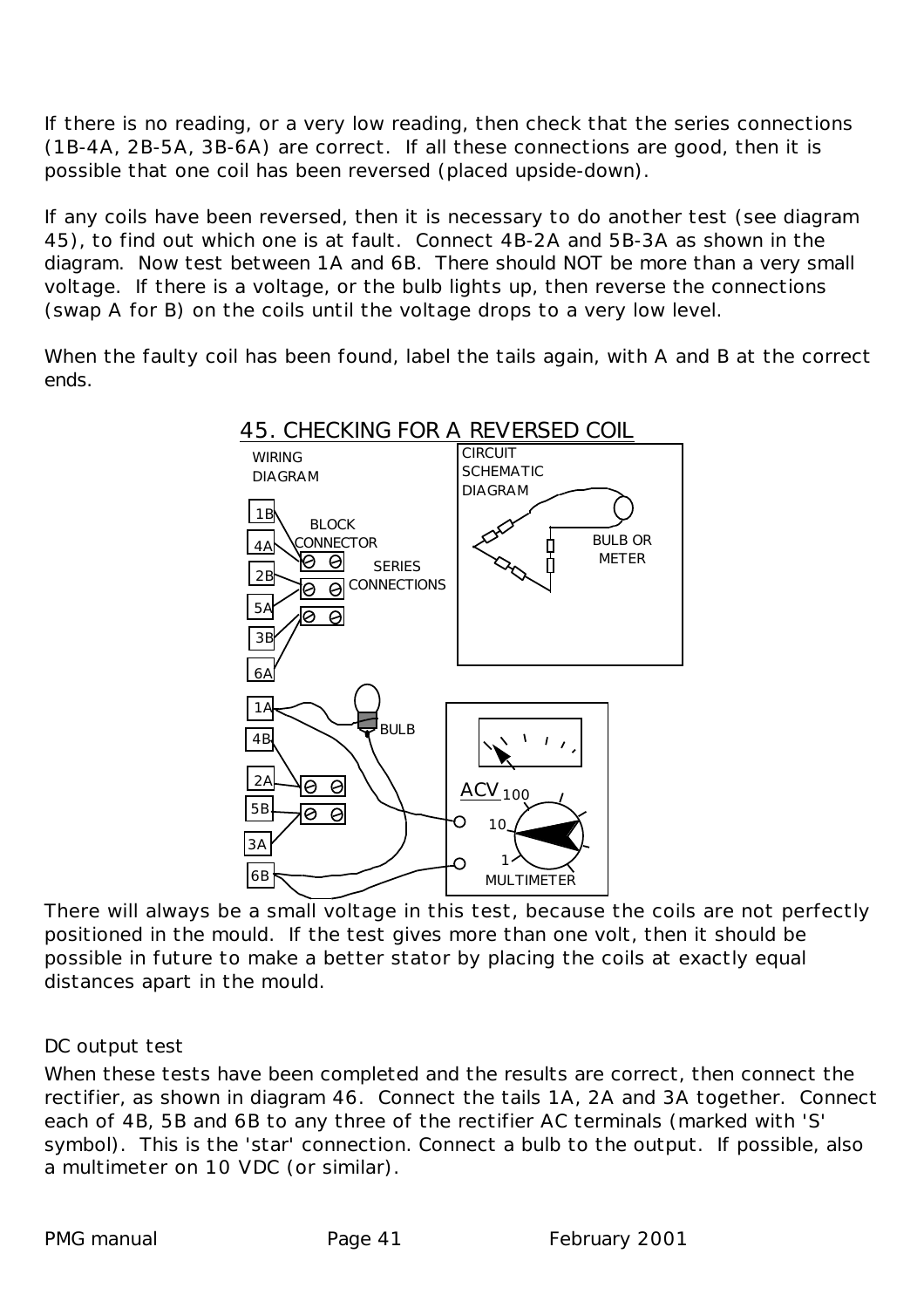If there is no reading, or a very low reading, then check that the series connections (1B-4A, 2B-5A, 3B-6A) are correct. If all these connections are good, then it is possible that one coil has been reversed (placed upside-down).

If any coils have been reversed, then it is necessary to do another test (see diagram 45), to find out which one is at fault. Connect 4B-2A and 5B-3A as shown in the diagram. Now test between 1A and 6B. There should NOT be more than a very small voltage. If there is a voltage, or the bulb lights up, then reverse the connections (swap A for B) on the coils until the voltage drops to a very low level.

When the faulty coil has been found, label the tails again, with A and B at the correct ends.

45. CHECKING FOR A REVERSED COIL

There will always be a small voltage in this test, because the coils are not perfectly positioned in the mould. If the test gives more than one volt, then it should be possible in future to make a better stator by placing the coils at exactly equal distances apart in the mould.

### DC output test

When these tests have been completed and the results are correct, then connect the rectifier, as shown in diagram 46. Connect the tails 1A, 2A and 3A together. Connect each of 4B, 5B and 6B to any three of the rectifier AC terminals (marked with 'S' symbol). This is the 'star' connection. Connect a bulb to the output. If possible, also a multimeter on 10 VDC (or similar).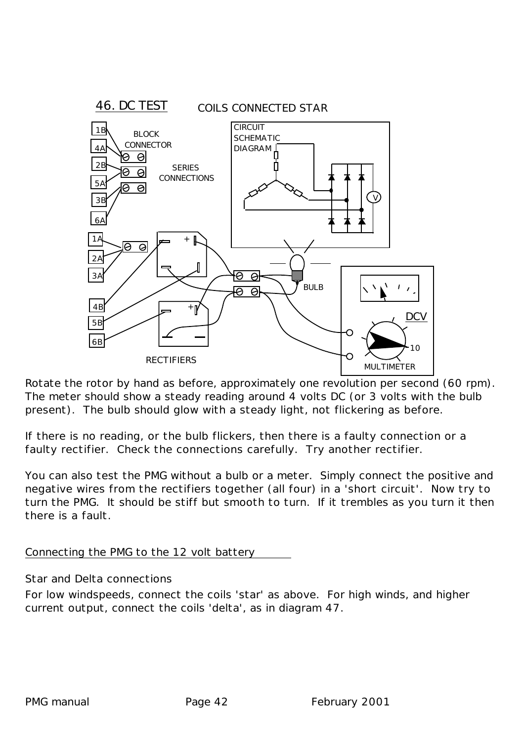46. DC TEST    COILS CONNECTED STAR

Rotate the rotor by hand as before, approximately one revolution per second (60 rpm). The meter should show a steady reading around 4 volts DC (or 3 volts with the bulb present). The bulb should glow with a steady light, not flickering as before.

If there is no reading, or the bulb flickers, then there is a faulty connection or a faulty rectifier. Check the connections carefully. Try another rectifier.

You can also test the PMG without a bulb or a meter. Simply connect the positive and negative wires from the rectifiers together (all four) in a 'short circuit'. Now try to turn the PMG. It should be stiff but smooth to turn. If it trembles as you turn it then there is a fault.

## Connecting the PMG to the 12 volt battery

### Star and Delta connections

For low windspeeds, connect the coils 'star' as above. For high winds, and higher current output, connect the coils 'delta', as in diagram 47.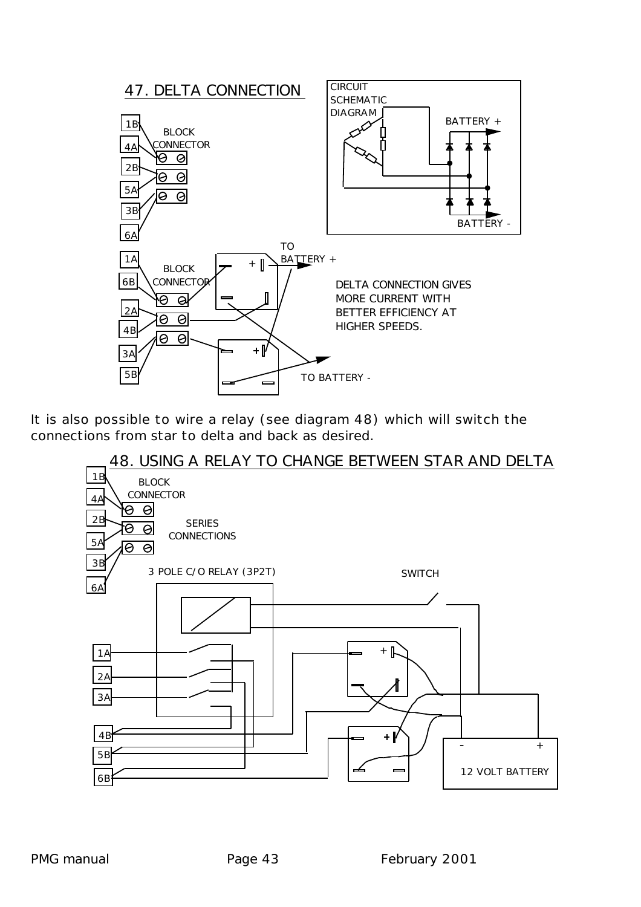## 47. DELTA CONNECTION

BLOCK CONNECTOR

1B
4A
2B
5A
3B
6A

CIRCUIT SCHEMATIC DIAGRAM

BATTERY +

BATTERY -

1A
6B
2A
4B
3A
5B

BLOCK CONNECTOR

TO BATTERY +

TO BATTERY -

DELTA CONNECTION GIVES MORE CURRENT WITH BETTER EFFICIENCY AT HIGHER SPEEDS.

It is also possible to wire a relay (see diagram 48) which will switch the connections from star to delta and back as desired.

## 48. USING A RELAY TO CHANGE BETWEEN STAR AND DELTA

1B
4A
2B
5A
3B
6A

BLOCK CONNECTOR

SERIES CONNECTIONS

3 POLE C/O RELAY (3P2T)

SWITCH

1A
2A
3A
4B
5B
6B

12 VOLT BATTERY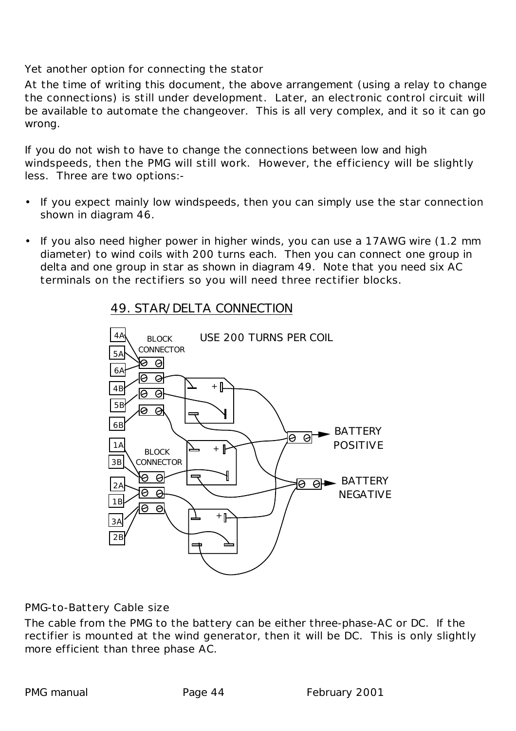## Yet another option for connecting the stator

At the time of writing this document, the above arrangement (using a relay to change the connections) is still under development. Later, an electronic control circuit will be available to automate the changeover. This is all very complex, and it so it can go wrong.

If you do not wish to have to change the connections between low and high windspeeds, then the PMG will still work. However, the efficiency will be slightly less. Three are two options:-

- If you expect mainly low windspeeds, then you can simply use the star connection shown in diagram 46.

- If you also need higher power in higher winds, you can use a 17AWG wire (1.2 mm diameter) to wind coils with 200 turns each. Then you can connect one group in delta and one group in star as shown in diagram 49. Note that you need six AC terminals on the rectifiers so you will need three rectifier blocks.

49. STAR/DELTA CONNECTION

USE 200 TURNS PER COIL

BLOCK CONNECTOR

4A 5A 6A 4B 5B 6B 1A 3B 2A 1B 3A 2B

BATTERY POSITIVE

BATTERY NEGATIVE

## PMG-to-Battery Cable size

The cable from the PMG to the battery can be either three-phase-AC or DC. If the rectifier is mounted at the wind generator, then it will be DC. This is only slightly more efficient than three phase AC.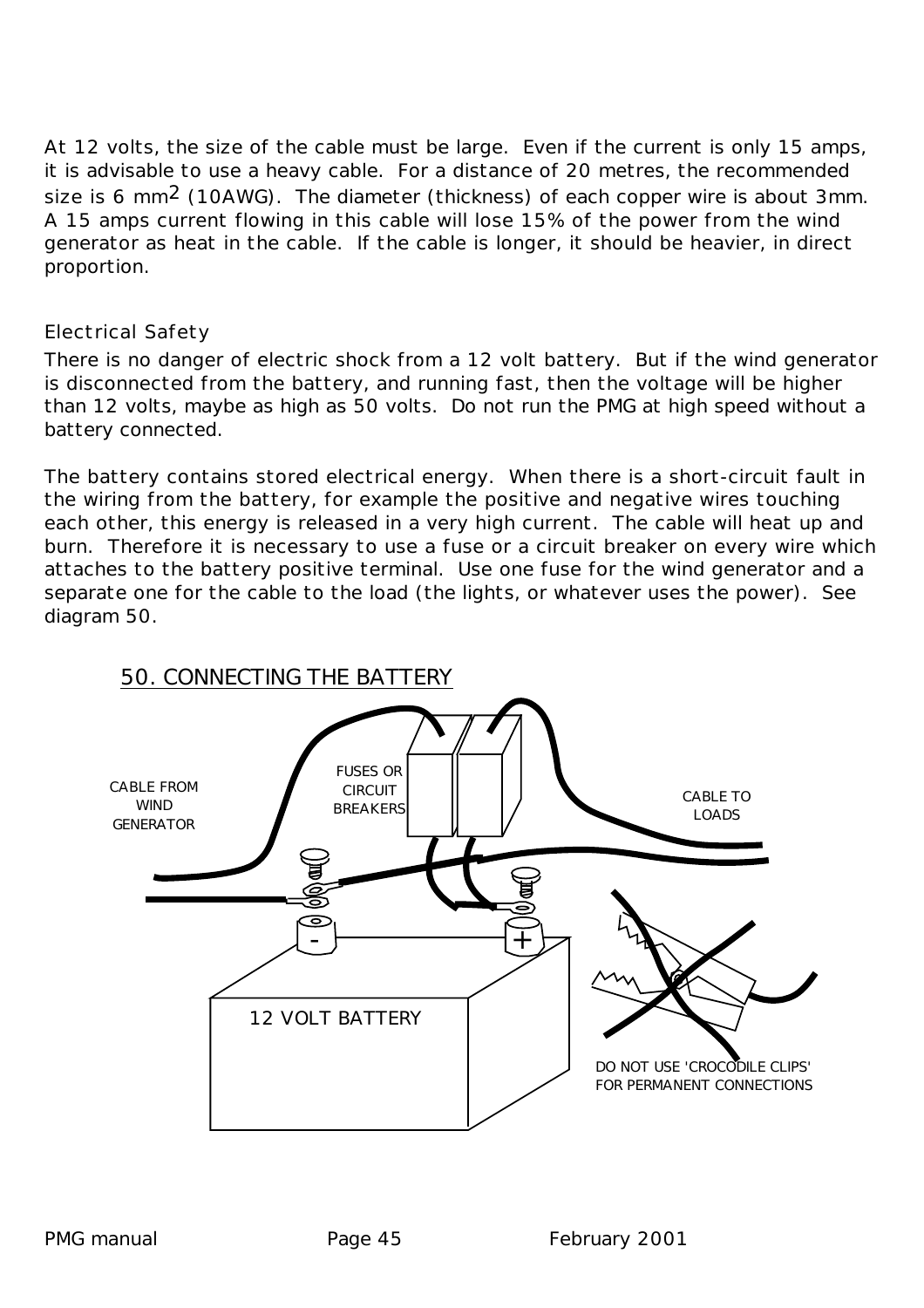At 12 volts, the size of the cable must be large. Even if the current is only 15 amps, it is advisable to use a heavy cable. For a distance of 20 metres, the recommended size is 6 $mm^2$ (10AWG). The diameter (thickness) of each copper wire is about 3mm. A 15 amps current flowing in this cable will lose 15% of the power from the wind generator as heat in the cable. If the cable is longer, it should be heavier, in direct proportion.

## Electrical Safety

There is no danger of electric shock from a 12 volt battery. But if the wind generator is disconnected from the battery, and running fast, then the voltage will be higher than 12 volts, maybe as high as 50 volts. Do not run the PMG at high speed without a battery connected.

The battery contains stored electrical energy. When there is a short-circuit fault in the wiring from the battery, for example the positive and negative wires touching each other, this energy is released in a very high current. The cable will heat up and burn. Therefore it is necessary to use a fuse or a circuit breaker on every wire which attaches to the battery positive terminal. Use one fuse for the wind generator and a separate one for the cable to the load (the lights, or whatever uses the power). See diagram 50.

50. CONNECTING THE BATTERY

CABLE FROM WIND GENERATOR

FUSES OR CIRCUIT BREAKERS

CABLE TO LOADS

12 VOLT BATTERY

DO NOT USE 'CROCODILE CLIPS' FOR PERMANENT CONNECTIONS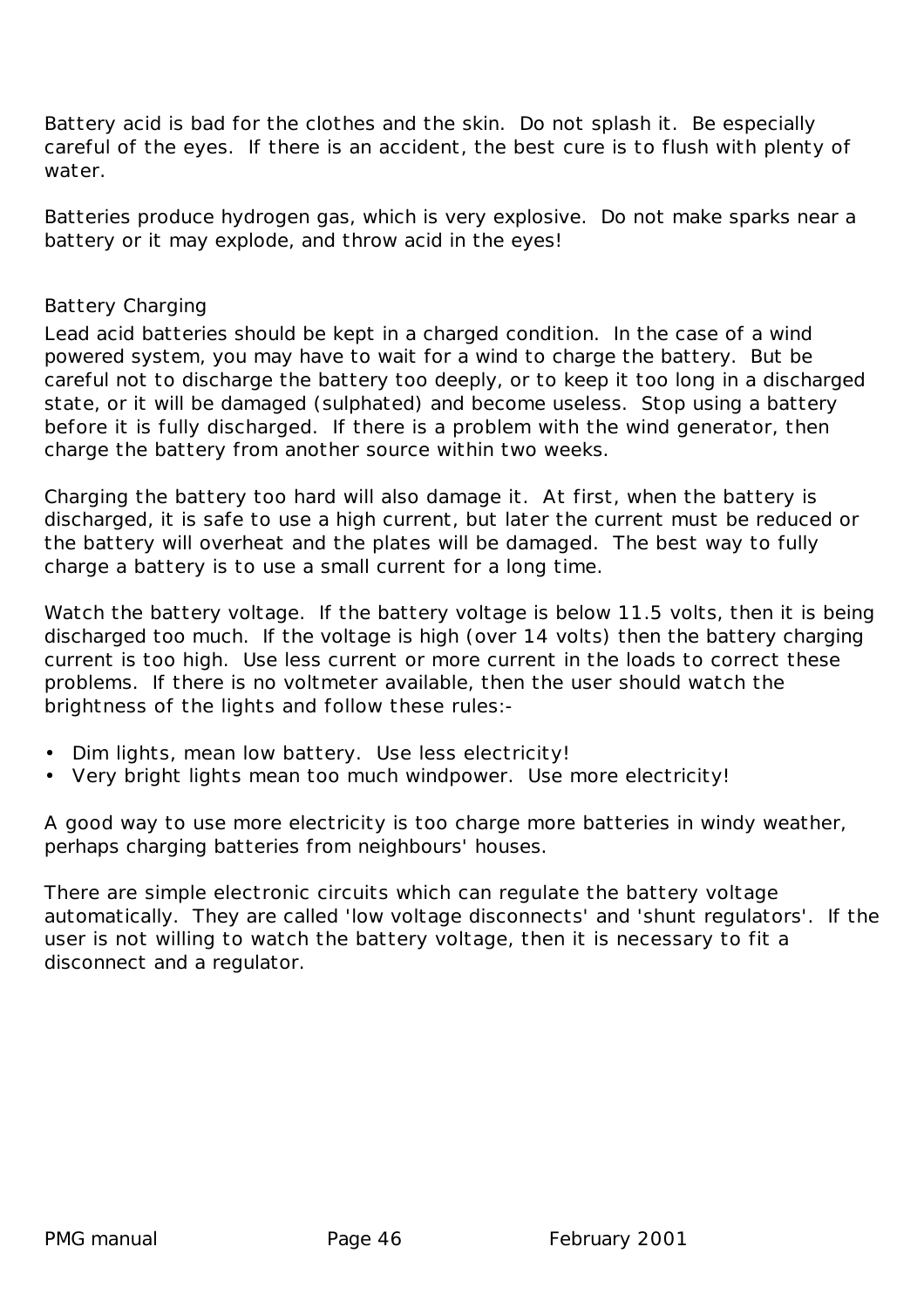Battery acid is bad for the clothes and the skin. Do not splash it. Be especially careful of the eyes. If there is an accident, the best cure is to flush with plenty of water.

Batteries produce hydrogen gas, which is very explosive. Do not make sparks near a battery or it may explode, and throw acid in the eyes!

## Battery Charging

Lead acid batteries should be kept in a charged condition. In the case of a wind powered system, you may have to wait for a wind to charge the battery. But be careful not to discharge the battery too deeply, or to keep it too long in a discharged state, or it will be damaged (sulphated) and become useless. Stop using a battery before it is fully discharged. If there is a problem with the wind generator, then charge the battery from another source within two weeks.

Charging the battery too hard will also damage it. At first, when the battery is discharged, it is safe to use a high current, but later the current must be reduced or the battery will overheat and the plates will be damaged. The best way to fully charge a battery is to use a small current for a long time.

Watch the battery voltage. If the battery voltage is below 11.5 volts, then it is being discharged too much. If the voltage is high (over 14 volts) then the battery charging current is too high. Use less current or more current in the loads to correct these problems. If there is no voltmeter available, then the user should watch the brightness of the lights and follow these rules:-

- Dim lights, mean low battery. Use less electricity!
- Very bright lights mean too much windpower. Use more electricity!

A good way to use more electricity is too charge more batteries in windy weather, perhaps charging batteries from neighbours' houses.

There are simple electronic circuits which can regulate the battery voltage automatically. They are called 'low voltage disconnects' and 'shunt regulators'. If the user is not willing to watch the battery voltage, then it is necessary to fit a disconnect and a regulator.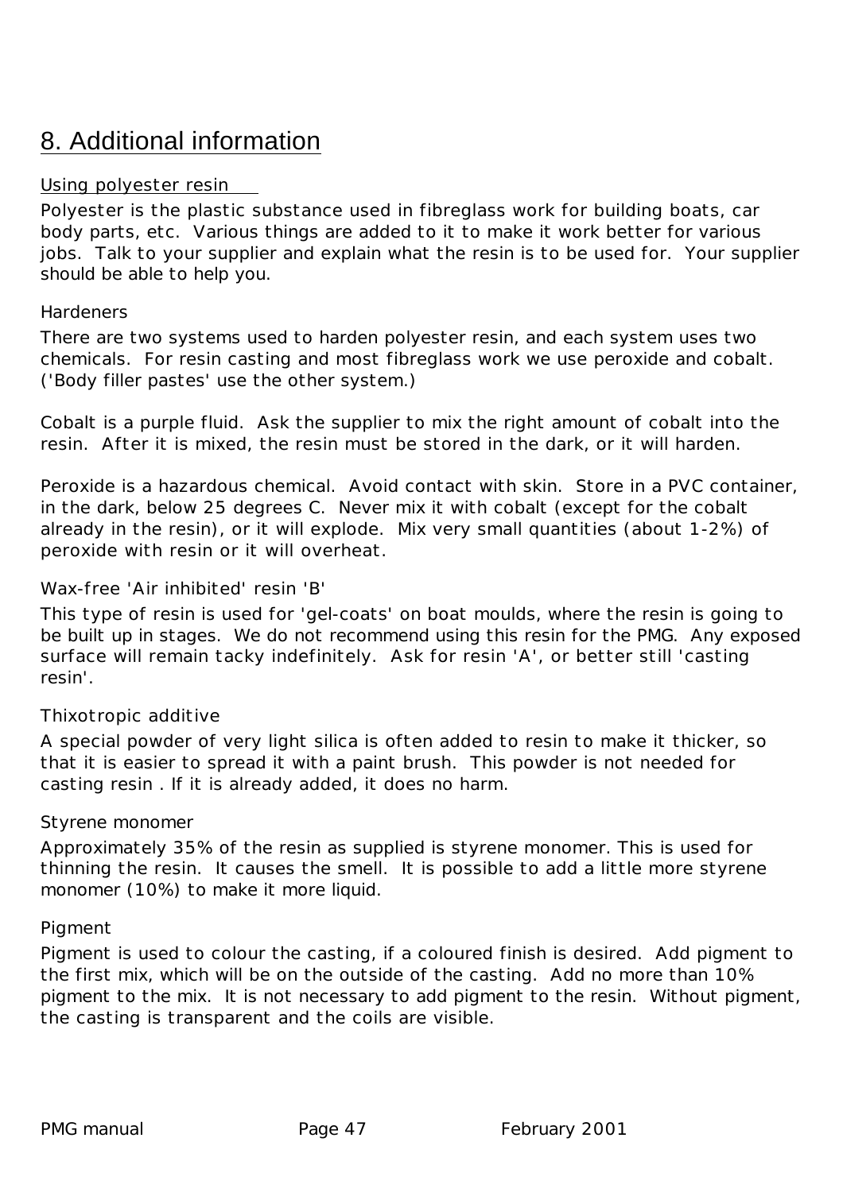# 8. Additional information

## Using polyester resin

Polyester is the plastic substance used in fibreglass work for building boats, car body parts, etc. Various things are added to it to make it work better for various jobs. Talk to your supplier and explain what the resin is to be used for. Your supplier should be able to help you.

### Hardeners

There are two systems used to harden polyester resin, and each system uses two chemicals. For resin casting and most fibreglass work we use peroxide and cobalt. ('Body filler pastes' use the other system.)

Cobalt is a purple fluid. Ask the supplier to mix the right amount of cobalt into the resin. After it is mixed, the resin must be stored in the dark, or it will harden.

Peroxide is a hazardous chemical. Avoid contact with skin. Store in a PVC container, in the dark, below 25 degrees C. Never mix it with cobalt (except for the cobalt already in the resin), or it will explode. Mix very small quantities (about 1-2%) of peroxide with resin or it will overheat.

### Wax-free 'Air inhibited' resin 'B'

This type of resin is used for 'gel-coats' on boat moulds, where the resin is going to be built up in stages. We do not recommend using this resin for the PMG. Any exposed surface will remain tacky indefinitely. Ask for resin 'A', or better still 'casting resin'.

### Thixotropic additive

A special powder of very light silica is often added to resin to make it thicker, so that it is easier to spread it with a paint brush. This powder is not needed for casting resin . If it is already added, it does no harm.

### Styrene monomer

Approximately 35% of the resin as supplied is styrene monomer. This is used for thinning the resin. It causes the smell. It is possible to add a little more styrene monomer (10%) to make it more liquid.

### Pigment

Pigment is used to colour the casting, if a coloured finish is desired. Add pigment to the first mix, which will be on the outside of the casting. Add no more than 10% pigment to the mix. It is not necessary to add pigment to the resin. Without pigment, the casting is transparent and the coils are visible.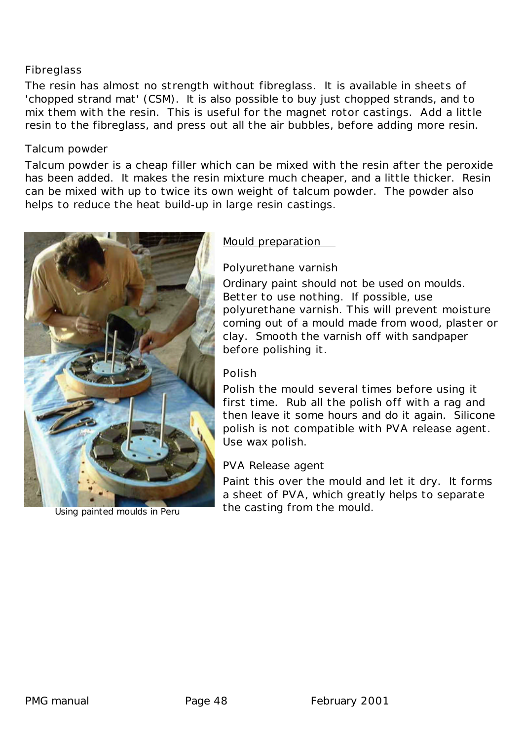### Fibreglass

The resin has almost no strength without fibreglass. It is available in sheets of 'chopped strand mat' (CSM). It is also possible to buy just chopped strands, and to mix them with the resin. This is useful for the magnet rotor castings. Add a little resin to the fibreglass, and press out all the air bubbles, before adding more resin.

### Talcum powder

Talcum powder is a cheap filler which can be mixed with the resin after the peroxide has been added. It makes the resin mixture much cheaper, and a little thicker. Resin can be mixed with up to twice its own weight of talcum powder. The powder also helps to reduce the heat build-up in large resin castings.

Using painted moulds in Peru

## Mould preparation

### Polyurethane varnish

Ordinary paint should not be used on moulds. Better to use nothing. If possible, use polyurethane varnish. This will prevent moisture coming out of a mould made from wood, plaster or clay. Smooth the varnish off with sandpaper before polishing it.

### Polish

Polish the mould several times before using it first time. Rub all the polish off with a rag and then leave it some hours and do it again. Silicone polish is not compatible with PVA release agent. Use wax polish.

### PVA Release agent

Paint this over the mould and let it dry. It forms a sheet of PVA, which greatly helps to separate the casting from the mould.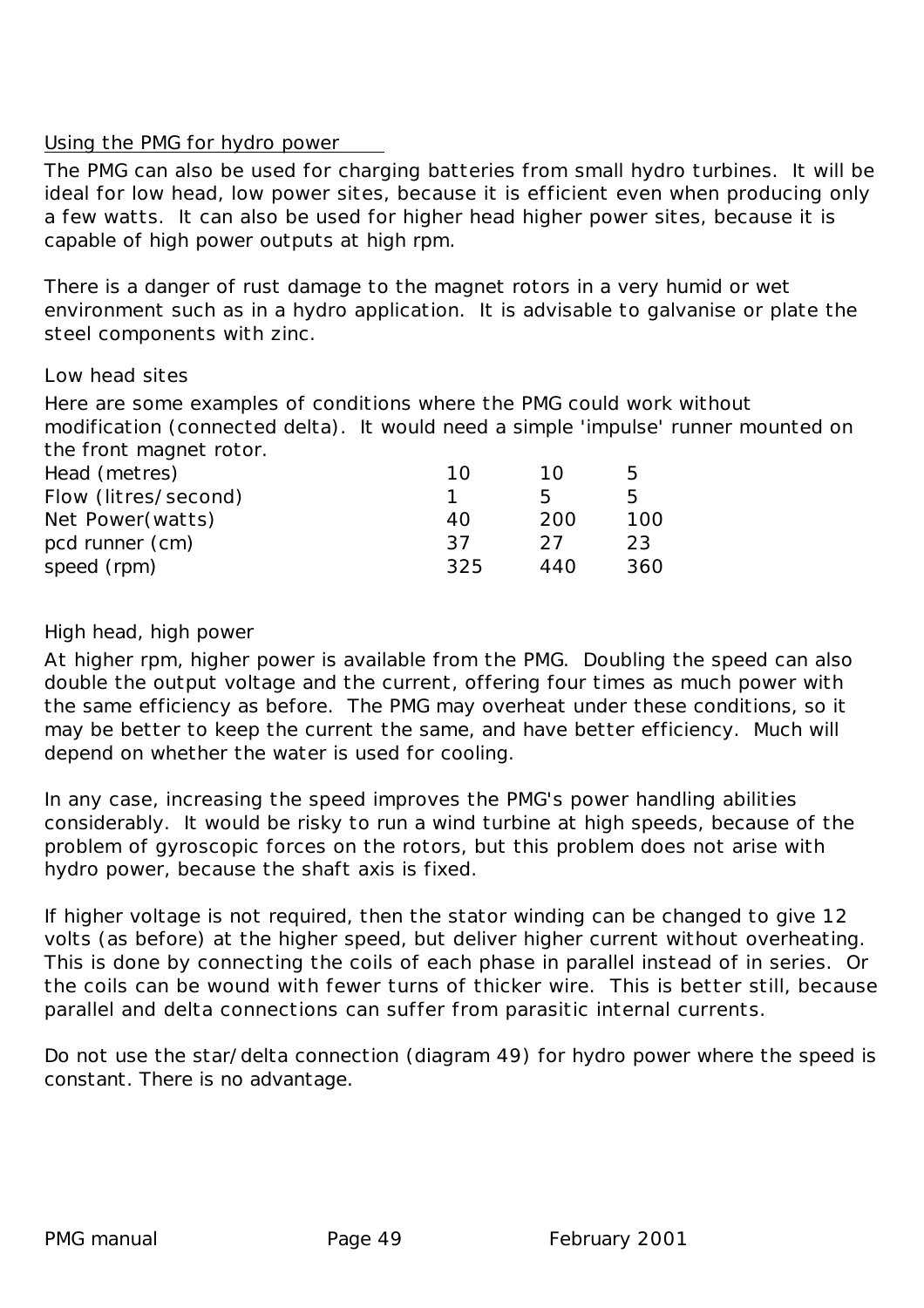## Using the PMG for hydro power

The PMG can also be used for charging batteries from small hydro turbines. It will be ideal for low head, low power sites, because it is efficient even when producing only a few watts. It can also be used for higher head higher power sites, because it is capable of high power outputs at high rpm.

There is a danger of rust damage to the magnet rotors in a very humid or wet environment such as in a hydro application. It is advisable to galvanise or plate the steel components with zinc.

### Low head sites

Here are some examples of conditions where the PMG could work without modification (connected delta). It would need a simple 'impulse' runner mounted on the front magnet rotor.

| | | | |
|---|---|---|---|
| Head (metres) | 10 | 10 | 5 |
| Flow (litres/second) | 1 | 5 | 5 |
| Net Power(watts) | 40 | 200 | 100 |
| pcd runner (cm) | 37 | 27 | 23 |
| speed (rpm) | 325 | 440 | 360 |

### High head, high power

At higher rpm, higher power is available from the PMG. Doubling the speed can also double the output voltage and the current, offering four times as much power with the same efficiency as before. The PMG may overheat under these conditions, so it may be better to keep the current the same, and have better efficiency. Much will depend on whether the water is used for cooling.

In any case, increasing the speed improves the PMG's power handling abilities considerably. It would be risky to run a wind turbine at high speeds, because of the problem of gyroscopic forces on the rotors, but this problem does not arise with hydro power, because the shaft axis is fixed.

If higher voltage is not required, then the stator winding can be changed to give 12 volts (as before) at the higher speed, but deliver higher current without overheating. This is done by connecting the coils of each phase in parallel instead of in series. Or the coils can be wound with fewer turns of thicker wire. This is better still, because parallel and delta connections can suffer from parasitic internal currents.

Do not use the star/delta connection (diagram 49) for hydro power where the speed is constant. There is no advantage.